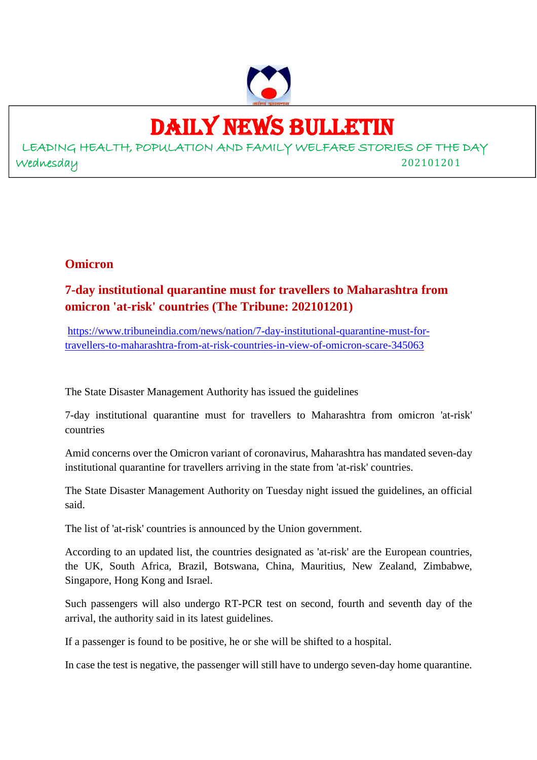# DAILY NEWS BULLETIN

LEADING HEALTH, POPULATION AND FAMILY WELFARE STORIES OF THE DAY

Wednesday 202101201

## Omicron

### 7-day institutional quarantine must for travellers to Maharashtra from omicron 'at-risk' countries (The Tribune: 202101201)

https://www.tribuneindia.com/news/nation/7-day-institutional-quarantine-must-for-travellers-to-maharashtra-from-at-risk-countries-in-view-of-omicron-scare-345063

The State Disaster Management Authority has issued the guidelines

7-day institutional quarantine must for travellers to Maharashtra from omicron 'at-risk' countries

Amid concerns over the Omicron variant of coronavirus, Maharashtra has mandated seven-day institutional quarantine for travellers arriving in the state from 'at-risk' countries.

The State Disaster Management Authority on Tuesday night issued the guidelines, an official said.

The list of 'at-risk' countries is announced by the Union government.

According to an updated list, the countries designated as 'at-risk' are the European countries, the UK, South Africa, Brazil, Botswana, China, Mauritius, New Zealand, Zimbabwe, Singapore, Hong Kong and Israel.

Such passengers will also undergo RT-PCR test on second, fourth and seventh day of the arrival, the authority said in its latest guidelines.

If a passenger is found to be positive, he or she will be shifted to a hospital.

In case the test is negative, the passenger will still have to undergo seven-day home quarantine.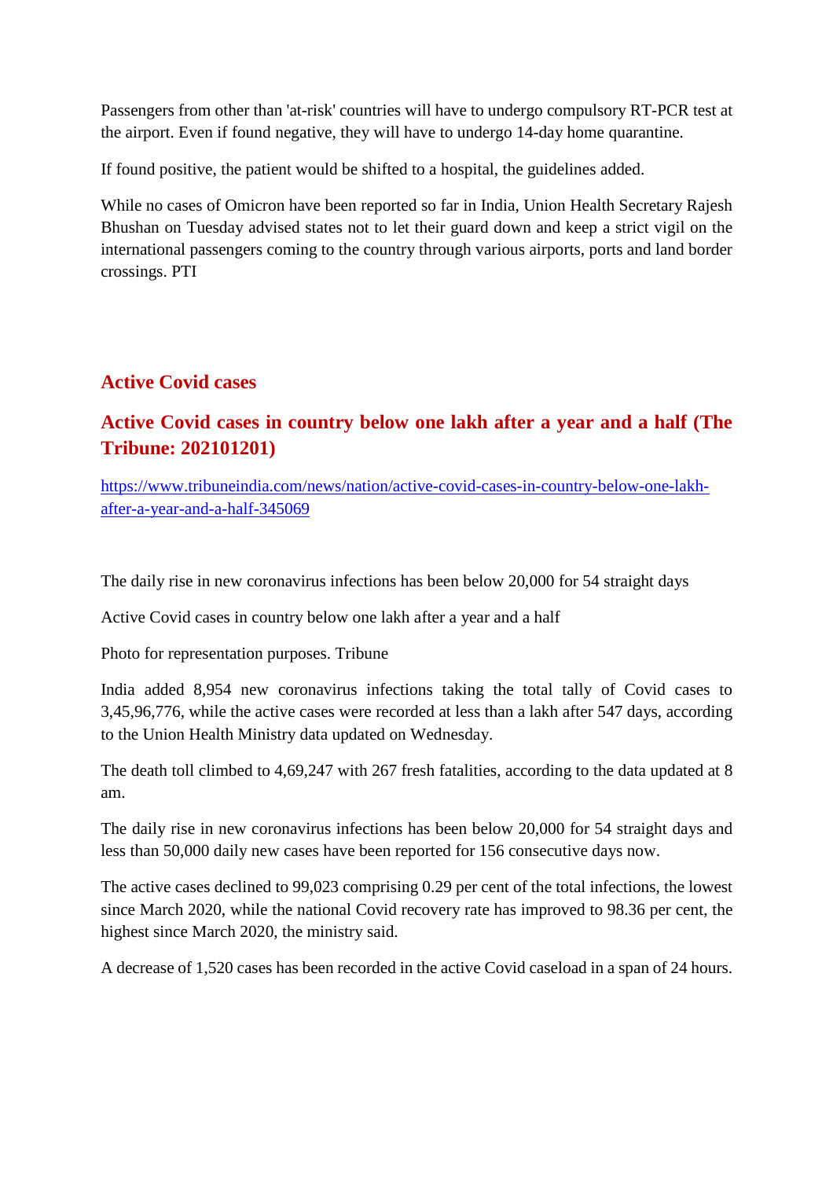Passengers from other than 'at-risk' countries will have to undergo compulsory RT-PCR test at the airport. Even if found negative, they will have to undergo 14-day home quarantine.

If found positive, the patient would be shifted to a hospital, the guidelines added.

While no cases of Omicron have been reported so far in India, Union Health Secretary Rajesh Bhushan on Tuesday advised states not to let their guard down and keep a strict vigil on the international passengers coming to the country through various airports, ports and land border crossings. PTI

## Active Covid cases

### Active Covid cases in country below one lakh after a year and a half (The Tribune: 202101201)

https://www.tribuneindia.com/news/nation/active-covid-cases-in-country-below-one-lakh-after-a-year-and-a-half-345069

The daily rise in new coronavirus infections has been below 20,000 for 54 straight days

Active Covid cases in country below one lakh after a year and a half

Photo for representation purposes. Tribune

India added 8,954 new coronavirus infections taking the total tally of Covid cases to 3,45,96,776, while the active cases were recorded at less than a lakh after 547 days, according to the Union Health Ministry data updated on Wednesday.

The death toll climbed to 4,69,247 with 267 fresh fatalities, according to the data updated at 8 am.

The daily rise in new coronavirus infections has been below 20,000 for 54 straight days and less than 50,000 daily new cases have been reported for 156 consecutive days now.

The active cases declined to 99,023 comprising 0.29 per cent of the total infections, the lowest since March 2020, while the national Covid recovery rate has improved to 98.36 per cent, the highest since March 2020, the ministry said.

A decrease of 1,520 cases has been recorded in the active Covid caseload in a span of 24 hours.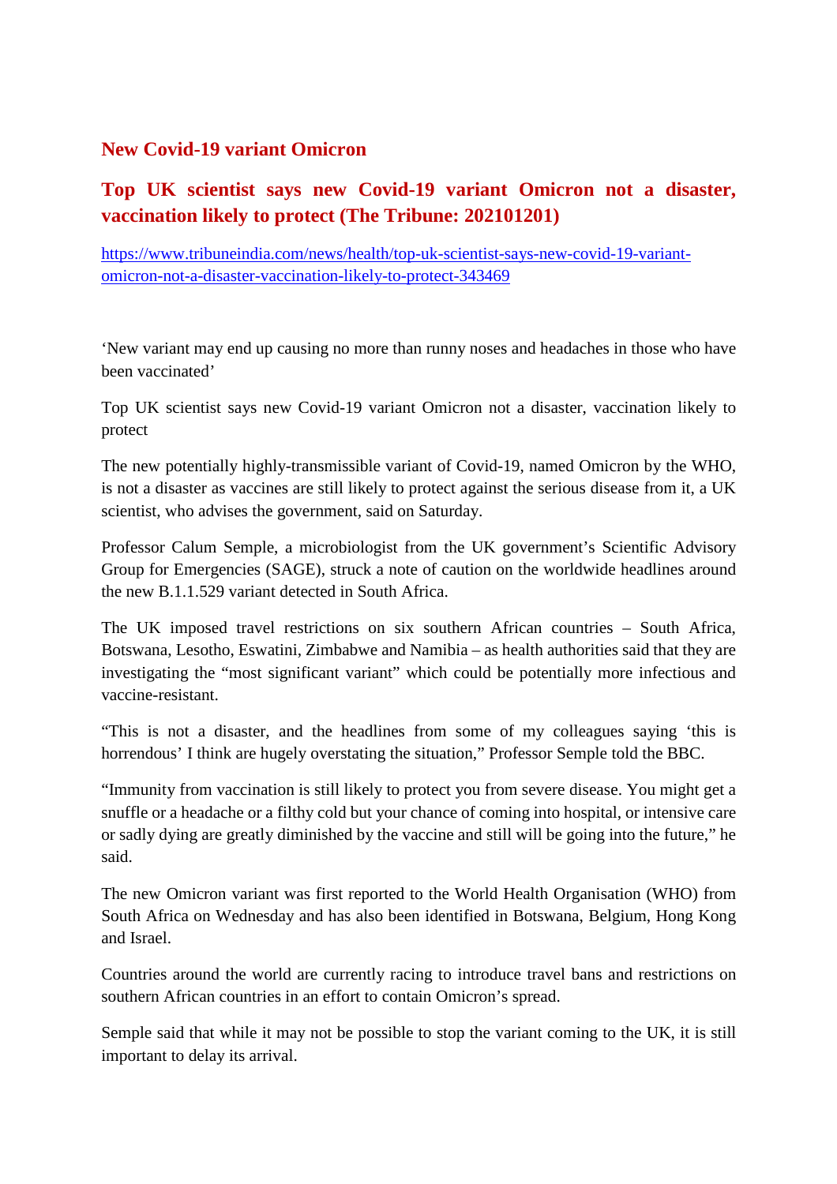## New Covid-19 variant Omicron

## Top UK scientist says new Covid-19 variant Omicron not a disaster, vaccination likely to protect (The Tribune: 202101201)

https://www.tribuneindia.com/news/health/top-uk-scientist-says-new-covid-19-variant-omicron-not-a-disaster-vaccination-likely-to-protect-343469

'New variant may end up causing no more than runny noses and headaches in those who have been vaccinated'

Top UK scientist says new Covid-19 variant Omicron not a disaster, vaccination likely to protect

The new potentially highly-transmissible variant of Covid-19, named Omicron by the WHO, is not a disaster as vaccines are still likely to protect against the serious disease from it, a UK scientist, who advises the government, said on Saturday.

Professor Calum Semple, a microbiologist from the UK government's Scientific Advisory Group for Emergencies (SAGE), struck a note of caution on the worldwide headlines around the new B.1.1.529 variant detected in South Africa.

The UK imposed travel restrictions on six southern African countries – South Africa, Botswana, Lesotho, Eswatini, Zimbabwe and Namibia – as health authorities said that they are investigating the "most significant variant" which could be potentially more infectious and vaccine-resistant.

"This is not a disaster, and the headlines from some of my colleagues saying 'this is horrendous' I think are hugely overstating the situation," Professor Semple told the BBC.

"Immunity from vaccination is still likely to protect you from severe disease. You might get a snuffle or a headache or a filthy cold but your chance of coming into hospital, or intensive care or sadly dying are greatly diminished by the vaccine and still will be going into the future," he said.

The new Omicron variant was first reported to the World Health Organisation (WHO) from South Africa on Wednesday and has also been identified in Botswana, Belgium, Hong Kong and Israel.

Countries around the world are currently racing to introduce travel bans and restrictions on southern African countries in an effort to contain Omicron's spread.

Semple said that while it may not be possible to stop the variant coming to the UK, it is still important to delay its arrival.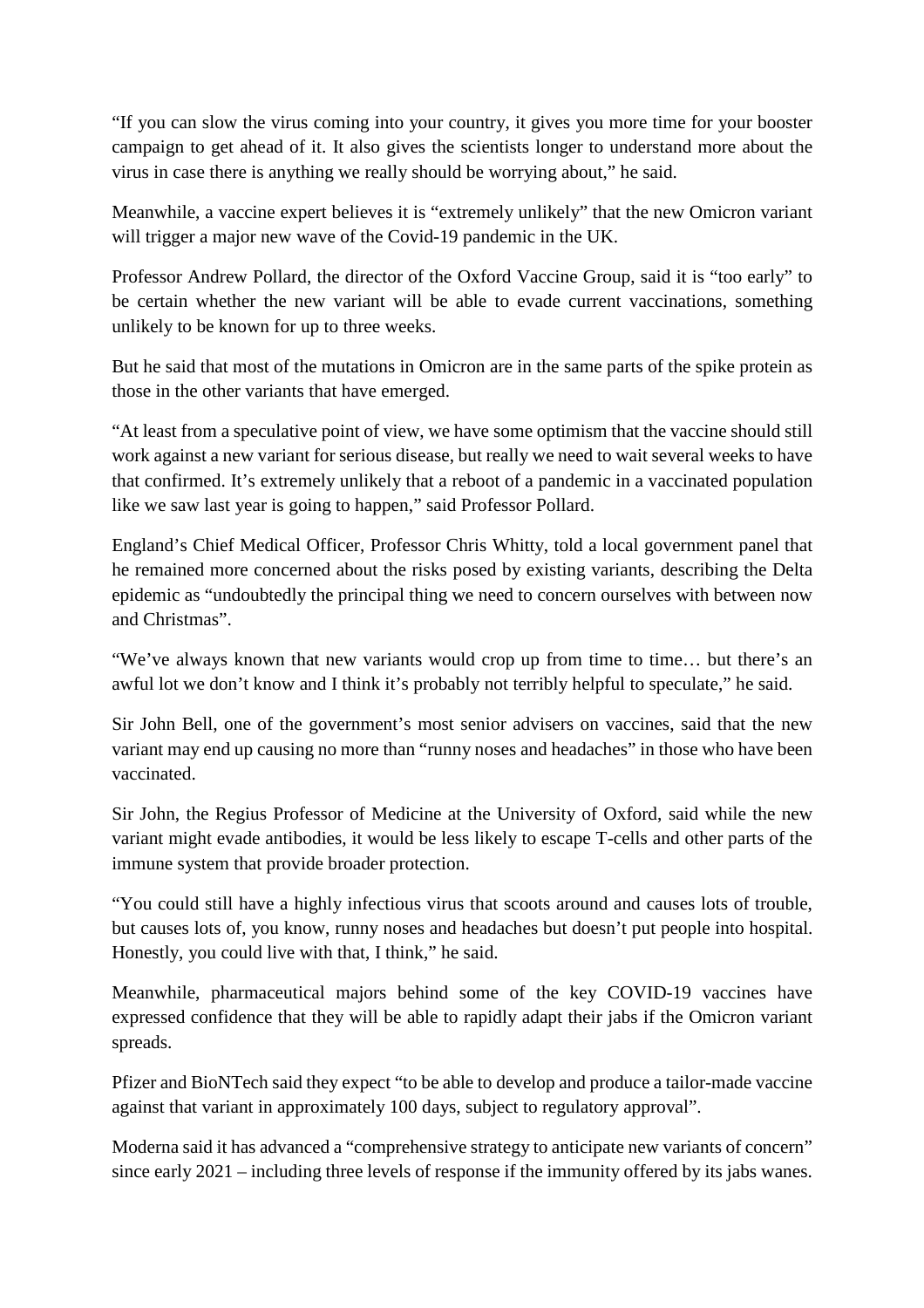"If you can slow the virus coming into your country, it gives you more time for your booster campaign to get ahead of it. It also gives the scientists longer to understand more about the virus in case there is anything we really should be worrying about," he said.

Meanwhile, a vaccine expert believes it is "extremely unlikely" that the new Omicron variant will trigger a major new wave of the Covid-19 pandemic in the UK.

Professor Andrew Pollard, the director of the Oxford Vaccine Group, said it is "too early" to be certain whether the new variant will be able to evade current vaccinations, something unlikely to be known for up to three weeks.

But he said that most of the mutations in Omicron are in the same parts of the spike protein as those in the other variants that have emerged.

"At least from a speculative point of view, we have some optimism that the vaccine should still work against a new variant for serious disease, but really we need to wait several weeks to have that confirmed. It's extremely unlikely that a reboot of a pandemic in a vaccinated population like we saw last year is going to happen," said Professor Pollard.

England's Chief Medical Officer, Professor Chris Whitty, told a local government panel that he remained more concerned about the risks posed by existing variants, describing the Delta epidemic as "undoubtedly the principal thing we need to concern ourselves with between now and Christmas".

"We've always known that new variants would crop up from time to time… but there's an awful lot we don't know and I think it's probably not terribly helpful to speculate," he said.

Sir John Bell, one of the government's most senior advisers on vaccines, said that the new variant may end up causing no more than "runny noses and headaches" in those who have been vaccinated.

Sir John, the Regius Professor of Medicine at the University of Oxford, said while the new variant might evade antibodies, it would be less likely to escape T-cells and other parts of the immune system that provide broader protection.

"You could still have a highly infectious virus that scoots around and causes lots of trouble, but causes lots of, you know, runny noses and headaches but doesn't put people into hospital. Honestly, you could live with that, I think," he said.

Meanwhile, pharmaceutical majors behind some of the key COVID-19 vaccines have expressed confidence that they will be able to rapidly adapt their jabs if the Omicron variant spreads.

Pfizer and BioNTech said they expect "to be able to develop and produce a tailor-made vaccine against that variant in approximately 100 days, subject to regulatory approval".

Moderna said it has advanced a "comprehensive strategy to anticipate new variants of concern" since early 2021 – including three levels of response if the immunity offered by its jabs wanes.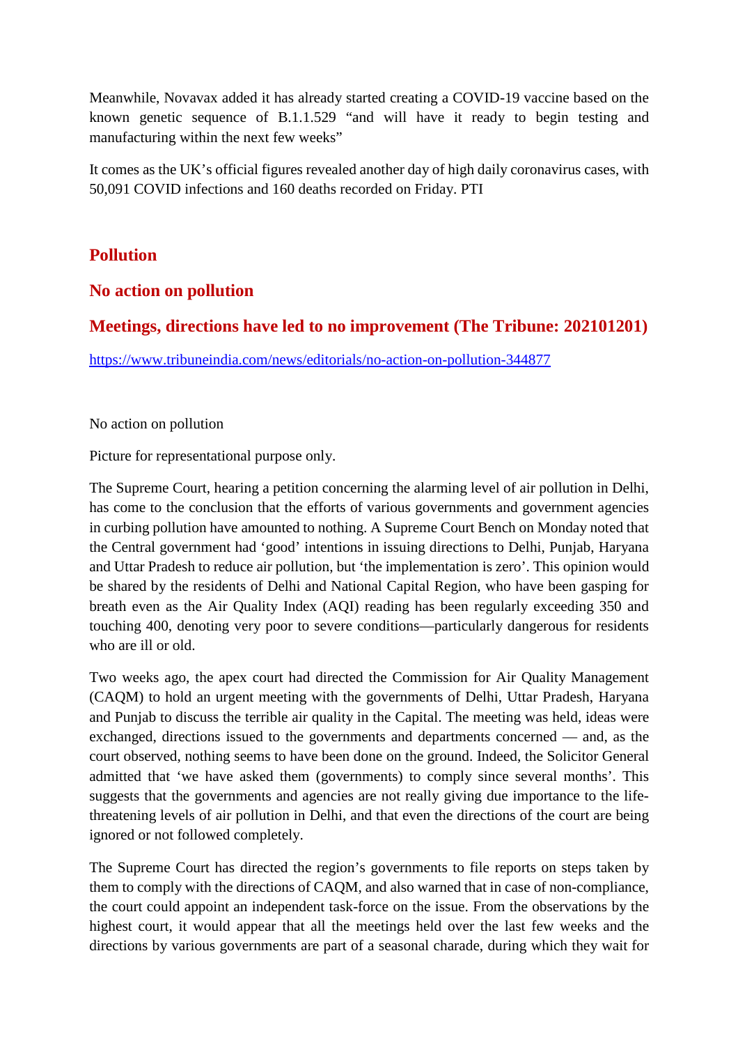Meanwhile, Novavax added it has already started creating a COVID-19 vaccine based on the known genetic sequence of B.1.1.529 “and will have it ready to begin testing and manufacturing within the next few weeks”

It comes as the UK’s official figures revealed another day of high daily coronavirus cases, with 50,091 COVID infections and 160 deaths recorded on Friday. PTI

## Pollution

## No action on pollution

## Meetings, directions have led to no improvement (The Tribune: 202101201)

https://www.tribuneindia.com/news/editorials/no-action-on-pollution-344877

No action on pollution

Picture for representational purpose only.

The Supreme Court, hearing a petition concerning the alarming level of air pollution in Delhi, has come to the conclusion that the efforts of various governments and government agencies in curbing pollution have amounted to nothing. A Supreme Court Bench on Monday noted that the Central government had ‘good’ intentions in issuing directions to Delhi, Punjab, Haryana and Uttar Pradesh to reduce air pollution, but ‘the implementation is zero’. This opinion would be shared by the residents of Delhi and National Capital Region, who have been gasping for breath even as the Air Quality Index (AQI) reading has been regularly exceeding 350 and touching 400, denoting very poor to severe conditions—particularly dangerous for residents who are ill or old.

Two weeks ago, the apex court had directed the Commission for Air Quality Management (CAQM) to hold an urgent meeting with the governments of Delhi, Uttar Pradesh, Haryana and Punjab to discuss the terrible air quality in the Capital. The meeting was held, ideas were exchanged, directions issued to the governments and departments concerned — and, as the court observed, nothing seems to have been done on the ground. Indeed, the Solicitor General admitted that ‘we have asked them (governments) to comply since several months’. This suggests that the governments and agencies are not really giving due importance to the life-threatening levels of air pollution in Delhi, and that even the directions of the court are being ignored or not followed completely.

The Supreme Court has directed the region’s governments to file reports on steps taken by them to comply with the directions of CAQM, and also warned that in case of non-compliance, the court could appoint an independent task-force on the issue. From the observations by the highest court, it would appear that all the meetings held over the last few weeks and the directions by various governments are part of a seasonal charade, during which they wait for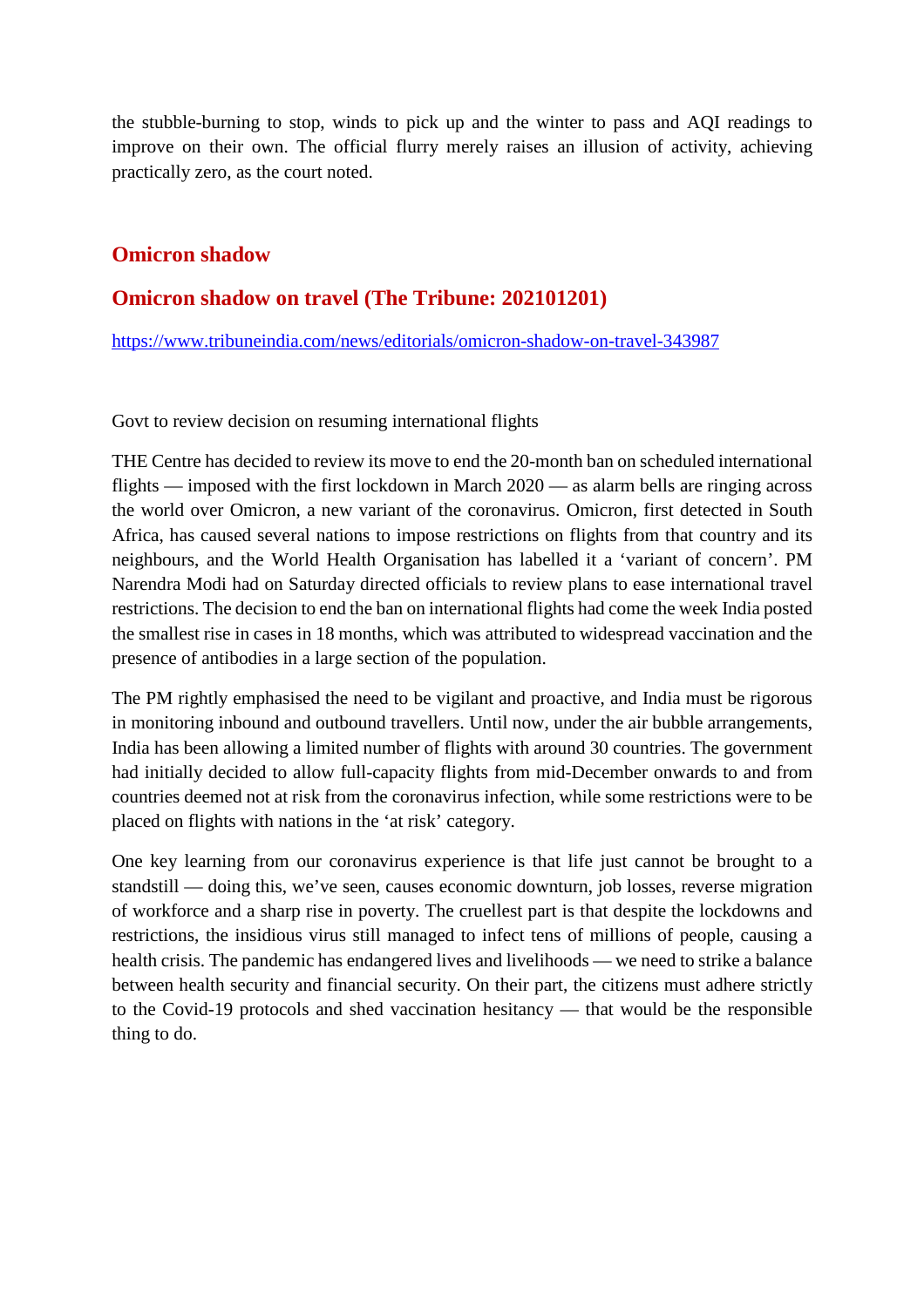the stubble-burning to stop, winds to pick up and the winter to pass and AQI readings to improve on their own. The official flurry merely raises an illusion of activity, achieving practically zero, as the court noted.

## Omicron shadow

## Omicron shadow on travel (The Tribune: 202101201)

https://www.tribuneindia.com/news/editorials/omicron-shadow-on-travel-343987

Govt to review decision on resuming international flights

THE Centre has decided to review its move to end the 20-month ban on scheduled international flights — imposed with the first lockdown in March 2020 — as alarm bells are ringing across the world over Omicron, a new variant of the coronavirus. Omicron, first detected in South Africa, has caused several nations to impose restrictions on flights from that country and its neighbours, and the World Health Organisation has labelled it a 'variant of concern'. PM Narendra Modi had on Saturday directed officials to review plans to ease international travel restrictions. The decision to end the ban on international flights had come the week India posted the smallest rise in cases in 18 months, which was attributed to widespread vaccination and the presence of antibodies in a large section of the population.

The PM rightly emphasised the need to be vigilant and proactive, and India must be rigorous in monitoring inbound and outbound travellers. Until now, under the air bubble arrangements, India has been allowing a limited number of flights with around 30 countries. The government had initially decided to allow full-capacity flights from mid-December onwards to and from countries deemed not at risk from the coronavirus infection, while some restrictions were to be placed on flights with nations in the 'at risk' category.

One key learning from our coronavirus experience is that life just cannot be brought to a standstill — doing this, we've seen, causes economic downturn, job losses, reverse migration of workforce and a sharp rise in poverty. The cruellest part is that despite the lockdowns and restrictions, the insidious virus still managed to infect tens of millions of people, causing a health crisis. The pandemic has endangered lives and livelihoods — we need to strike a balance between health security and financial security. On their part, the citizens must adhere strictly to the Covid-19 protocols and shed vaccination hesitancy — that would be the responsible thing to do.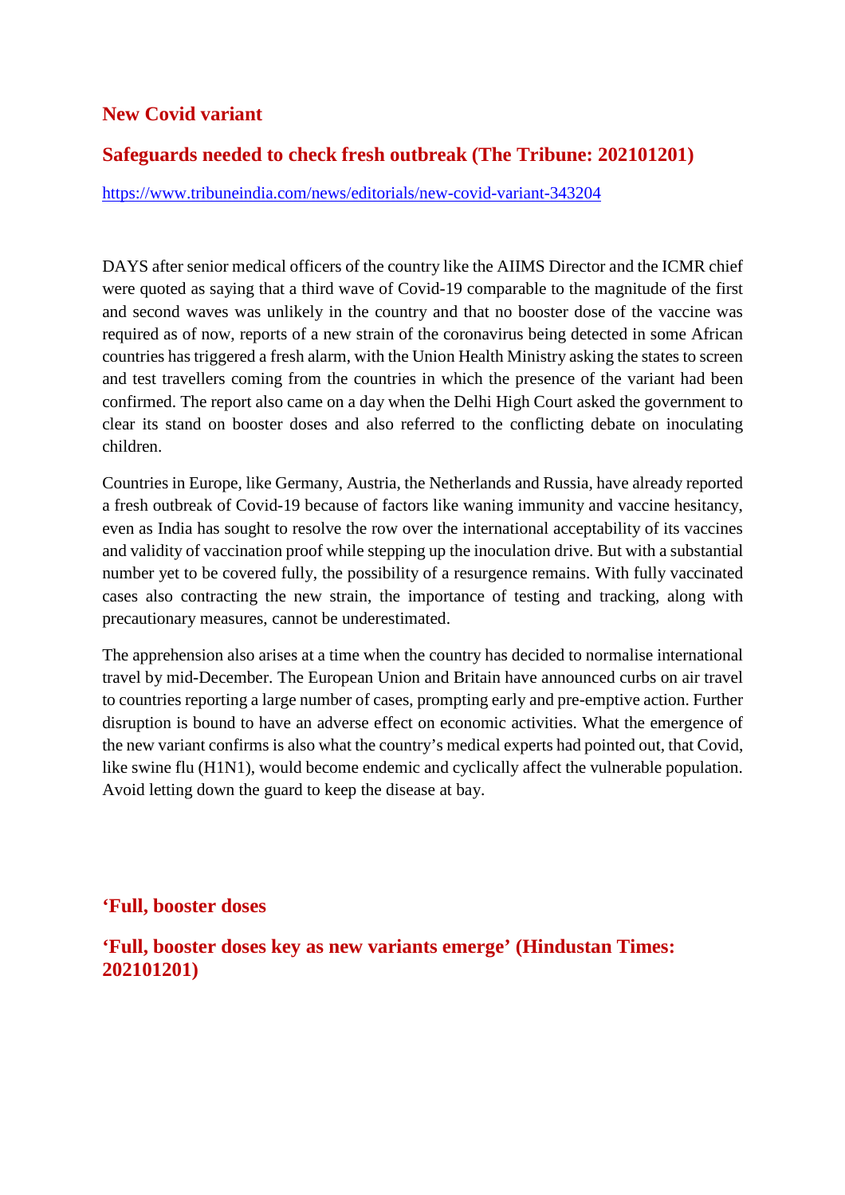## New Covid variant

## Safeguards needed to check fresh outbreak (The Tribune: 202101201)

https://www.tribuneindia.com/news/editorials/new-covid-variant-343204

DAYS after senior medical officers of the country like the AIIMS Director and the ICMR chief were quoted as saying that a third wave of Covid-19 comparable to the magnitude of the first and second waves was unlikely in the country and that no booster dose of the vaccine was required as of now, reports of a new strain of the coronavirus being detected in some African countries has triggered a fresh alarm, with the Union Health Ministry asking the states to screen and test travellers coming from the countries in which the presence of the variant had been confirmed. The report also came on a day when the Delhi High Court asked the government to clear its stand on booster doses and also referred to the conflicting debate on inoculating children.

Countries in Europe, like Germany, Austria, the Netherlands and Russia, have already reported a fresh outbreak of Covid-19 because of factors like waning immunity and vaccine hesitancy, even as India has sought to resolve the row over the international acceptability of its vaccines and validity of vaccination proof while stepping up the inoculation drive. But with a substantial number yet to be covered fully, the possibility of a resurgence remains. With fully vaccinated cases also contracting the new strain, the importance of testing and tracking, along with precautionary measures, cannot be underestimated.

The apprehension also arises at a time when the country has decided to normalise international travel by mid-December. The European Union and Britain have announced curbs on air travel to countries reporting a large number of cases, prompting early and pre-emptive action. Further disruption is bound to have an adverse effect on economic activities. What the emergence of the new variant confirms is also what the country's medical experts had pointed out, that Covid, like swine flu (H1N1), would become endemic and cyclically affect the vulnerable population. Avoid letting down the guard to keep the disease at bay.

## 'Full, booster doses

## 'Full, booster doses key as new variants emerge' (Hindustan Times: 202101201)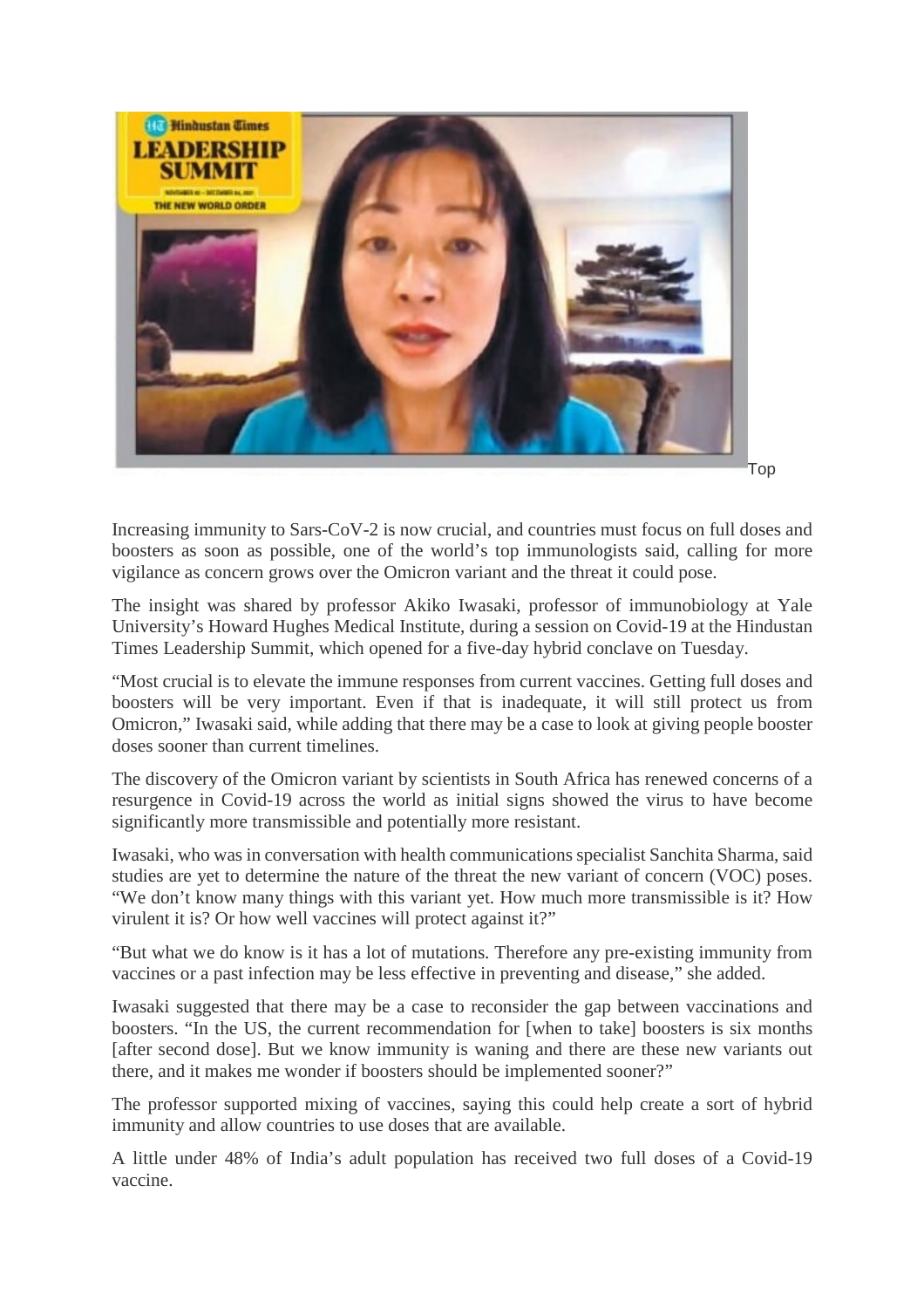Top

Increasing immunity to Sars-CoV-2 is now crucial, and countries must focus on full doses and boosters as soon as possible, one of the world's top immunologists said, calling for more vigilance as concern grows over the Omicron variant and the threat it could pose.

The insight was shared by professor Akiko Iwasaki, professor of immunobiology at Yale University's Howard Hughes Medical Institute, during a session on Covid-19 at the Hindustan Times Leadership Summit, which opened for a five-day hybrid conclave on Tuesday.

"Most crucial is to elevate the immune responses from current vaccines. Getting full doses and boosters will be very important. Even if that is inadequate, it will still protect us from Omicron," Iwasaki said, while adding that there may be a case to look at giving people booster doses sooner than current timelines.

The discovery of the Omicron variant by scientists in South Africa has renewed concerns of a resurgence in Covid-19 across the world as initial signs showed the virus to have become significantly more transmissible and potentially more resistant.

Iwasaki, who was in conversation with health communications specialist Sanchita Sharma, said studies are yet to determine the nature of the threat the new variant of concern (VOC) poses. "We don't know many things with this variant yet. How much more transmissible is it? How virulent it is? Or how well vaccines will protect against it?"

"But what we do know is it has a lot of mutations. Therefore any pre-existing immunity from vaccines or a past infection may be less effective in preventing and disease," she added.

Iwasaki suggested that there may be a case to reconsider the gap between vaccinations and boosters. "In the US, the current recommendation for [when to take] boosters is six months [after second dose]. But we know immunity is waning and there are these new variants out there, and it makes me wonder if boosters should be implemented sooner?"

The professor supported mixing of vaccines, saying this could help create a sort of hybrid immunity and allow countries to use doses that are available.

A little under 48% of India's adult population has received two full doses of a Covid-19 vaccine.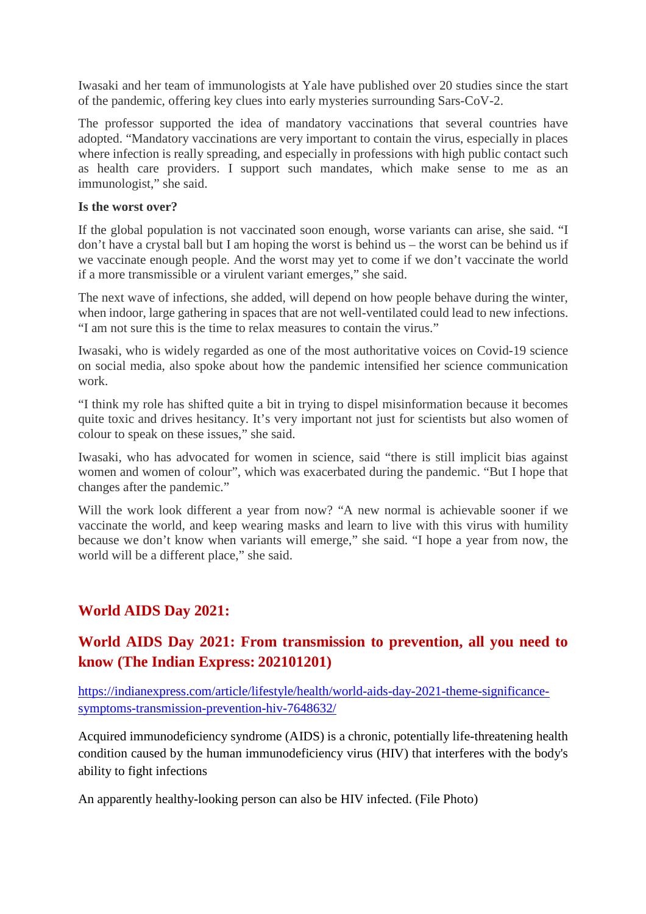Iwasaki and her team of immunologists at Yale have published over 20 studies since the start of the pandemic, offering key clues into early mysteries surrounding Sars-CoV-2.

The professor supported the idea of mandatory vaccinations that several countries have adopted. “Mandatory vaccinations are very important to contain the virus, especially in places where infection is really spreading, and especially in professions with high public contact such as health care providers. I support such mandates, which make sense to me as an immunologist,” she said.

**Is the worst over?**

If the global population is not vaccinated soon enough, worse variants can arise, she said. “I don’t have a crystal ball but I am hoping the worst is behind us – the worst can be behind us if we vaccinate enough people. And the worst may yet to come if we don’t vaccinate the world if a more transmissible or a virulent variant emerges,” she said.

The next wave of infections, she added, will depend on how people behave during the winter, when indoor, large gathering in spaces that are not well-ventilated could lead to new infections. “I am not sure this is the time to relax measures to contain the virus.”

Iwasaki, who is widely regarded as one of the most authoritative voices on Covid-19 science on social media, also spoke about how the pandemic intensified her science communication work.

“I think my role has shifted quite a bit in trying to dispel misinformation because it becomes quite toxic and drives hesitancy. It’s very important not just for scientists but also women of colour to speak on these issues,” she said.

Iwasaki, who has advocated for women in science, said “there is still implicit bias against women and women of colour”, which was exacerbated during the pandemic. “But I hope that changes after the pandemic.”

Will the work look different a year from now? “A new normal is achievable sooner if we vaccinate the world, and keep wearing masks and learn to live with this virus with humility because we don’t know when variants will emerge,” she said. “I hope a year from now, the world will be a different place,” she said.

## World AIDS Day 2021:

## World AIDS Day 2021: From transmission to prevention, all you need to know (The Indian Express: 202101201)

https://indianexpress.com/article/lifestyle/health/world-aids-day-2021-theme-significance-symptoms-transmission-prevention-hiv-7648632/

Acquired immunodeficiency syndrome (AIDS) is a chronic, potentially life-threatening health condition caused by the human immunodeficiency virus (HIV) that interferes with the body's ability to fight infections

An apparently healthy-looking person can also be HIV infected. (File Photo)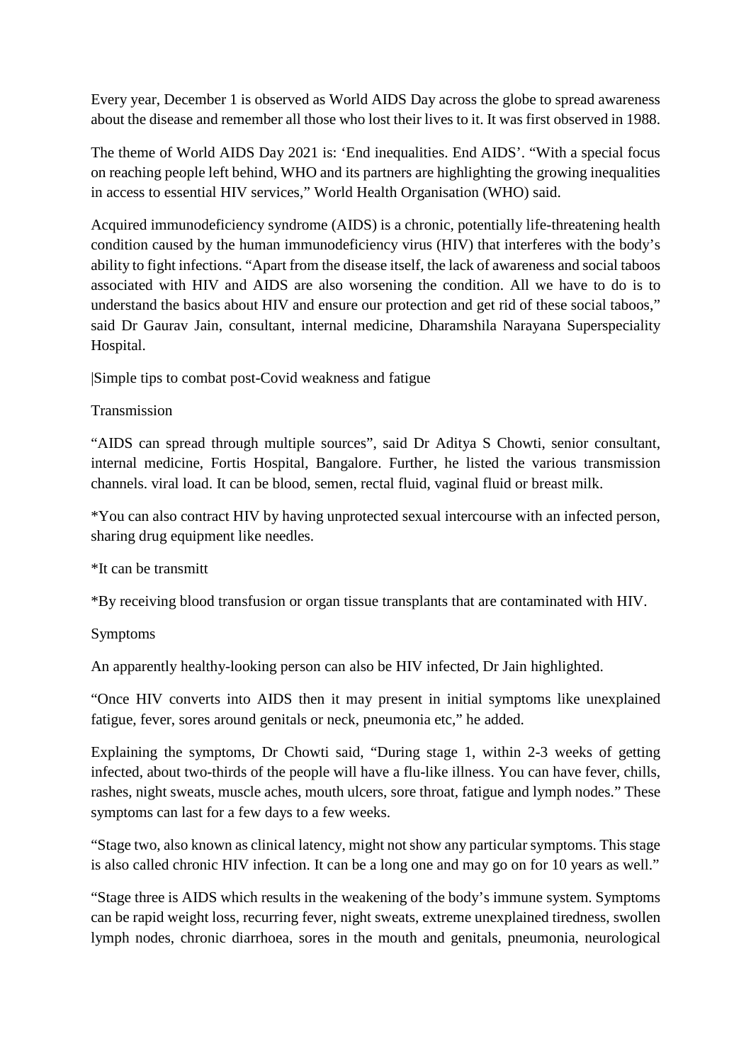Every year, December 1 is observed as World AIDS Day across the globe to spread awareness about the disease and remember all those who lost their lives to it. It was first observed in 1988.

The theme of World AIDS Day 2021 is: 'End inequalities. End AIDS'. "With a special focus on reaching people left behind, WHO and its partners are highlighting the growing inequalities in access to essential HIV services," World Health Organisation (WHO) said.

Acquired immunodeficiency syndrome (AIDS) is a chronic, potentially life-threatening health condition caused by the human immunodeficiency virus (HIV) that interferes with the body's ability to fight infections. "Apart from the disease itself, the lack of awareness and social taboos associated with HIV and AIDS are also worsening the condition. All we have to do is to understand the basics about HIV and ensure our protection and get rid of these social taboos," said Dr Gaurav Jain, consultant, internal medicine, Dharamshila Narayana Superspeciality Hospital.

|Simple tips to combat post-Covid weakness and fatigue

Transmission

"AIDS can spread through multiple sources", said Dr Aditya S Chowti, senior consultant, internal medicine, Fortis Hospital, Bangalore. Further, he listed the various transmission channels. viral load. It can be blood, semen, rectal fluid, vaginal fluid or breast milk.

*You can also contract HIV by having unprotected sexual intercourse with an infected person, sharing drug equipment like needles.

*It can be transmitt

*By receiving blood transfusion or organ tissue transplants that are contaminated with HIV.

Symptoms

An apparently healthy-looking person can also be HIV infected, Dr Jain highlighted.

"Once HIV converts into AIDS then it may present in initial symptoms like unexplained fatigue, fever, sores around genitals or neck, pneumonia etc," he added.

Explaining the symptoms, Dr Chowti said, "During stage 1, within 2-3 weeks of getting infected, about two-thirds of the people will have a flu-like illness. You can have fever, chills, rashes, night sweats, muscle aches, mouth ulcers, sore throat, fatigue and lymph nodes." These symptoms can last for a few days to a few weeks.

"Stage two, also known as clinical latency, might not show any particular symptoms. This stage is also called chronic HIV infection. It can be a long one and may go on for 10 years as well."

"Stage three is AIDS which results in the weakening of the body's immune system. Symptoms can be rapid weight loss, recurring fever, night sweats, extreme unexplained tiredness, swollen lymph nodes, chronic diarrhoea, sores in the mouth and genitals, pneumonia, neurological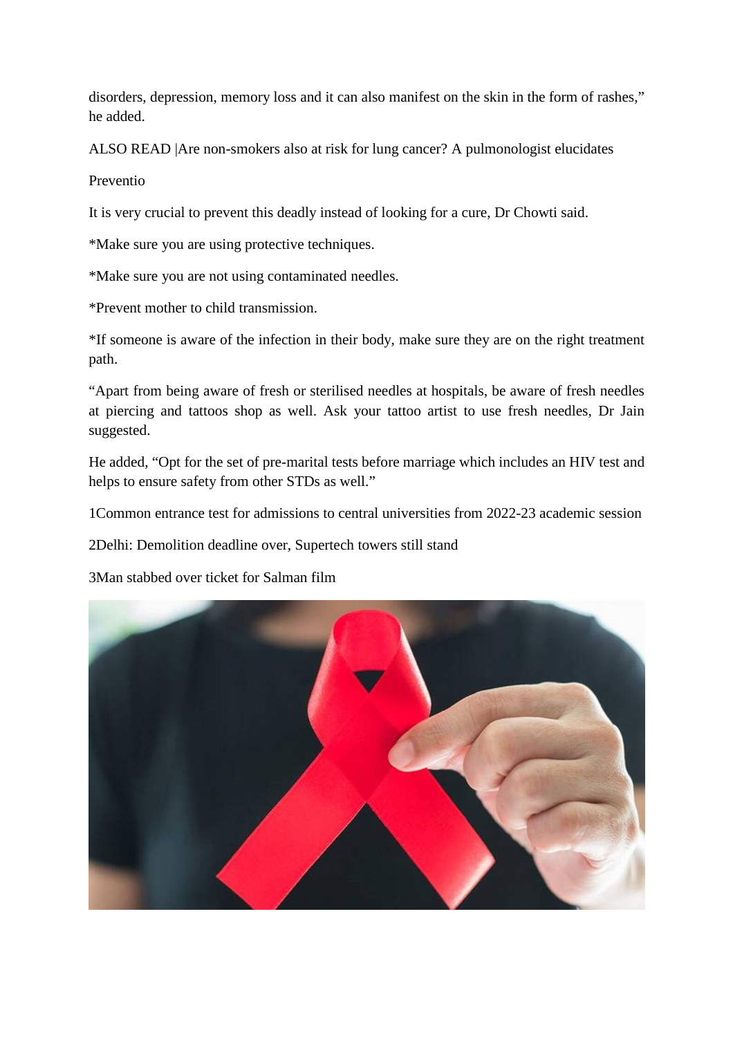disorders, depression, memory loss and it can also manifest on the skin in the form of rashes," he added.

ALSO READ |Are non-smokers also at risk for lung cancer? A pulmonologist elucidates

Preventio

It is very crucial to prevent this deadly instead of looking for a cure, Dr Chowti said.

*Make sure you are using protective techniques.

*Make sure you are not using contaminated needles.

*Prevent mother to child transmission.

*If someone is aware of the infection in their body, make sure they are on the right treatment path.

"Apart from being aware of fresh or sterilised needles at hospitals, be aware of fresh needles at piercing and tattoos shop as well. Ask your tattoo artist to use fresh needles, Dr Jain suggested.

He added, "Opt for the set of pre-marital tests before marriage which includes an HIV test and helps to ensure safety from other STDs as well."

1Common entrance test for admissions to central universities from 2022-23 academic session

2Delhi: Demolition deadline over, Supertech towers still stand

3Man stabbed over ticket for Salman film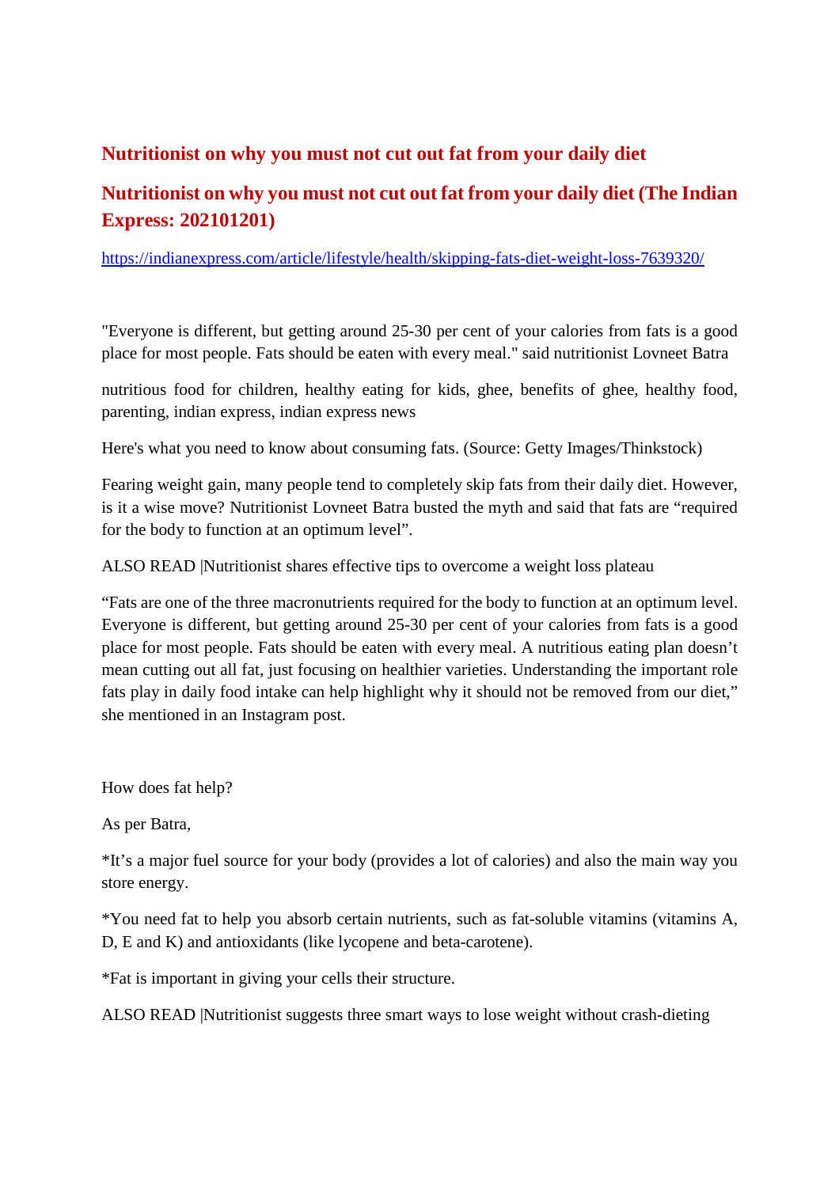## Nutritionist on why you must not cut out fat from your daily diet

## Nutritionist on why you must not cut out fat from your daily diet (The Indian Express: 202101201)

https://indianexpress.com/article/lifestyle/health/skipping-fats-diet-weight-loss-7639320/

"Everyone is different, but getting around 25-30 per cent of your calories from fats is a good place for most people. Fats should be eaten with every meal." said nutritionist Lovneet Batra

nutritious food for children, healthy eating for kids, ghee, benefits of ghee, healthy food, parenting, indian express, indian express news

Here's what you need to know about consuming fats. (Source: Getty Images/Thinkstock)

Fearing weight gain, many people tend to completely skip fats from their daily diet. However, is it a wise move? Nutritionist Lovneet Batra busted the myth and said that fats are "required for the body to function at an optimum level".

ALSO READ |Nutritionist shares effective tips to overcome a weight loss plateau

"Fats are one of the three macronutrients required for the body to function at an optimum level. Everyone is different, but getting around 25-30 per cent of your calories from fats is a good place for most people. Fats should be eaten with every meal. A nutritious eating plan doesn't mean cutting out all fat, just focusing on healthier varieties. Understanding the important role fats play in daily food intake can help highlight why it should not be removed from our diet," she mentioned in an Instagram post.

How does fat help?

As per Batra,

*It's a major fuel source for your body (provides a lot of calories) and also the main way you store energy.

*You need fat to help you absorb certain nutrients, such as fat-soluble vitamins (vitamins A, D, E and K) and antioxidants (like lycopene and beta-carotene).

*Fat is important in giving your cells their structure.

ALSO READ |Nutritionist suggests three smart ways to lose weight without crash-dieting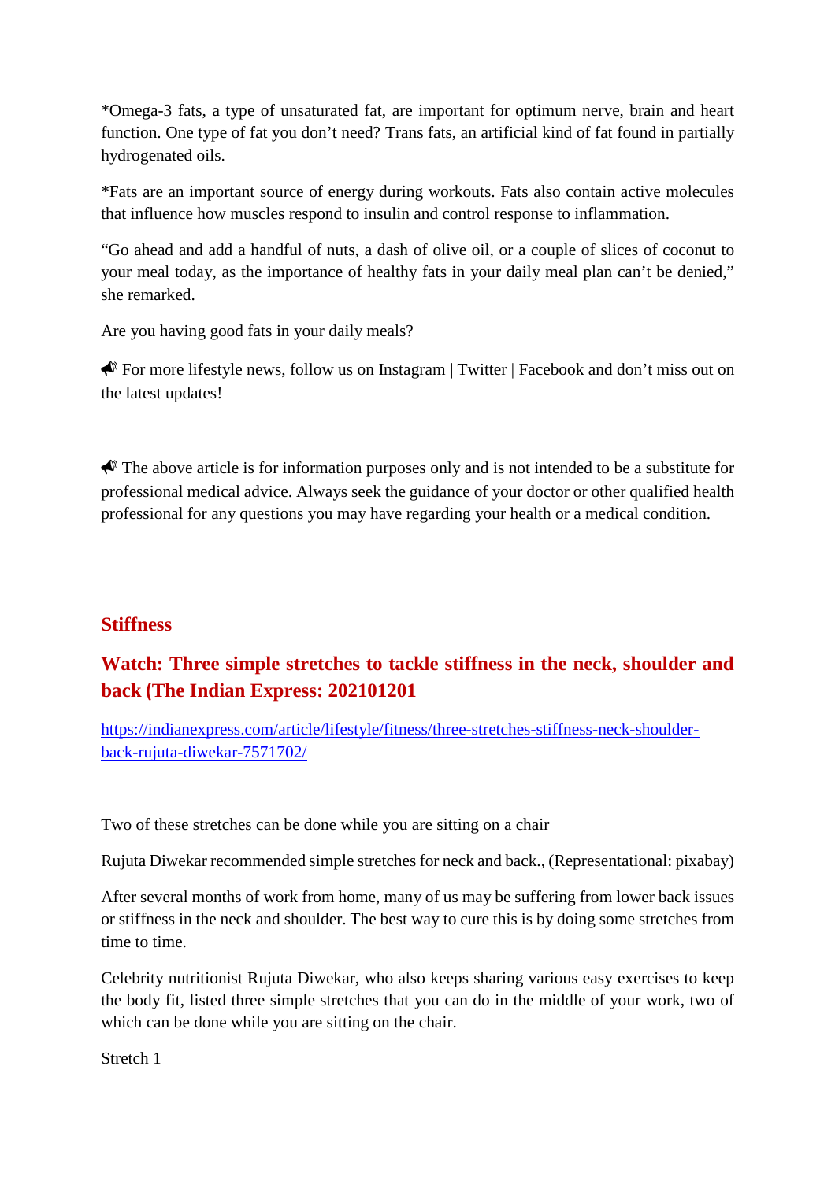*Omega-3 fats, a type of unsaturated fat, are important for optimum nerve, brain and heart function. One type of fat you don't need? Trans fats, an artificial kind of fat found in partially hydrogenated oils.

*Fats are an important source of energy during workouts. Fats also contain active molecules that influence how muscles respond to insulin and control response to inflammation.

"Go ahead and add a handful of nuts, a dash of olive oil, or a couple of slices of coconut to your meal today, as the importance of healthy fats in your daily meal plan can't be denied," she remarked.

Are you having good fats in your daily meals?

📣 For more lifestyle news, follow us on Instagram | Twitter | Facebook and don't miss out on the latest updates!

📣 The above article is for information purposes only and is not intended to be a substitute for professional medical advice. Always seek the guidance of your doctor or other qualified health professional for any questions you may have regarding your health or a medical condition.

## Stiffness

## Watch: Three simple stretches to tackle stiffness in the neck, shoulder and back (The Indian Express: 202101201

https://indianexpress.com/article/lifestyle/fitness/three-stretches-stiffness-neck-shoulder-back-rujuta-diwekar-7571702/

Two of these stretches can be done while you are sitting on a chair

Rujuta Diwekar recommended simple stretches for neck and back., (Representational: pixabay)

After several months of work from home, many of us may be suffering from lower back issues or stiffness in the neck and shoulder. The best way to cure this is by doing some stretches from time to time.

Celebrity nutritionist Rujuta Diwekar, who also keeps sharing various easy exercises to keep the body fit, listed three simple stretches that you can do in the middle of your work, two of which can be done while you are sitting on the chair.

Stretch 1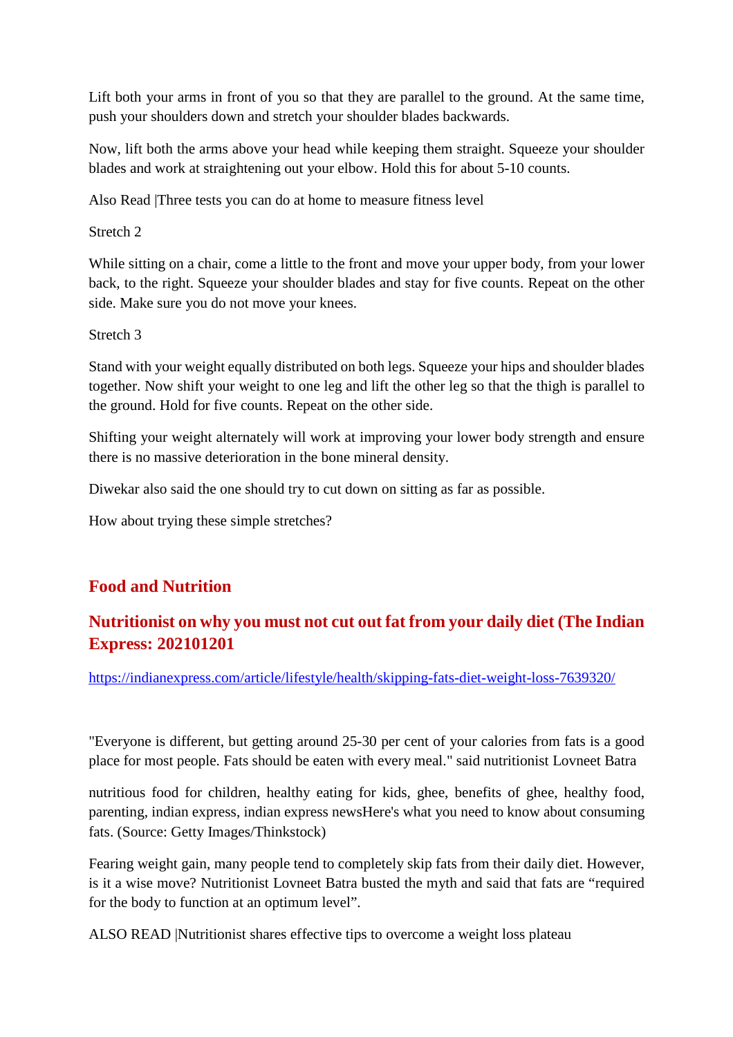Lift both your arms in front of you so that they are parallel to the ground. At the same time, push your shoulders down and stretch your shoulder blades backwards.

Now, lift both the arms above your head while keeping them straight. Squeeze your shoulder blades and work at straightening out your elbow. Hold this for about 5-10 counts.

Also Read |Three tests you can do at home to measure fitness level

Stretch 2

While sitting on a chair, come a little to the front and move your upper body, from your lower back, to the right. Squeeze your shoulder blades and stay for five counts. Repeat on the other side. Make sure you do not move your knees.

Stretch 3

Stand with your weight equally distributed on both legs. Squeeze your hips and shoulder blades together. Now shift your weight to one leg and lift the other leg so that the thigh is parallel to the ground. Hold for five counts. Repeat on the other side.

Shifting your weight alternately will work at improving your lower body strength and ensure there is no massive deterioration in the bone mineral density.

Diwekar also said the one should try to cut down on sitting as far as possible.

How about trying these simple stretches?

## Food and Nutrition

### Nutritionist on why you must not cut out fat from your daily diet (The Indian Express: 202101201

https://indianexpress.com/article/lifestyle/health/skipping-fats-diet-weight-loss-7639320/

"Everyone is different, but getting around 25-30 per cent of your calories from fats is a good place for most people. Fats should be eaten with every meal." said nutritionist Lovneet Batra

nutritious food for children, healthy eating for kids, ghee, benefits of ghee, healthy food, parenting, indian express, indian express newsHere's what you need to know about consuming fats. (Source: Getty Images/Thinkstock)

Fearing weight gain, many people tend to completely skip fats from their daily diet. However, is it a wise move? Nutritionist Lovneet Batra busted the myth and said that fats are "required for the body to function at an optimum level".

ALSO READ |Nutritionist shares effective tips to overcome a weight loss plateau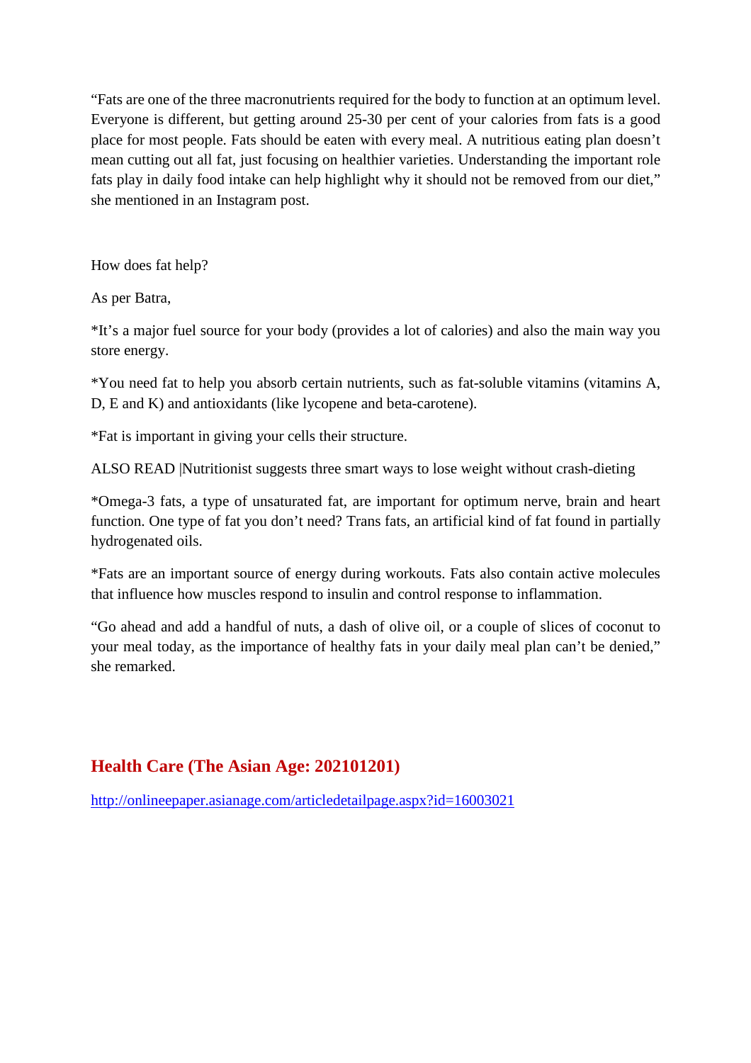"Fats are one of the three macronutrients required for the body to function at an optimum level. Everyone is different, but getting around 25-30 per cent of your calories from fats is a good place for most people. Fats should be eaten with every meal. A nutritious eating plan doesn't mean cutting out all fat, just focusing on healthier varieties. Understanding the important role fats play in daily food intake can help highlight why it should not be removed from our diet," she mentioned in an Instagram post.

How does fat help?

As per Batra,

*It's a major fuel source for your body (provides a lot of calories) and also the main way you store energy.

*You need fat to help you absorb certain nutrients, such as fat-soluble vitamins (vitamins A, D, E and K) and antioxidants (like lycopene and beta-carotene).

*Fat is important in giving your cells their structure.

ALSO READ |Nutritionist suggests three smart ways to lose weight without crash-dieting

*Omega-3 fats, a type of unsaturated fat, are important for optimum nerve, brain and heart function. One type of fat you don't need? Trans fats, an artificial kind of fat found in partially hydrogenated oils.

*Fats are an important source of energy during workouts. Fats also contain active molecules that influence how muscles respond to insulin and control response to inflammation.

"Go ahead and add a handful of nuts, a dash of olive oil, or a couple of slices of coconut to your meal today, as the importance of healthy fats in your daily meal plan can't be denied," she remarked.

## Health Care (The Asian Age: 202101201)

http://onlineepaper.asianage.com/articledetailpage.aspx?id=16003021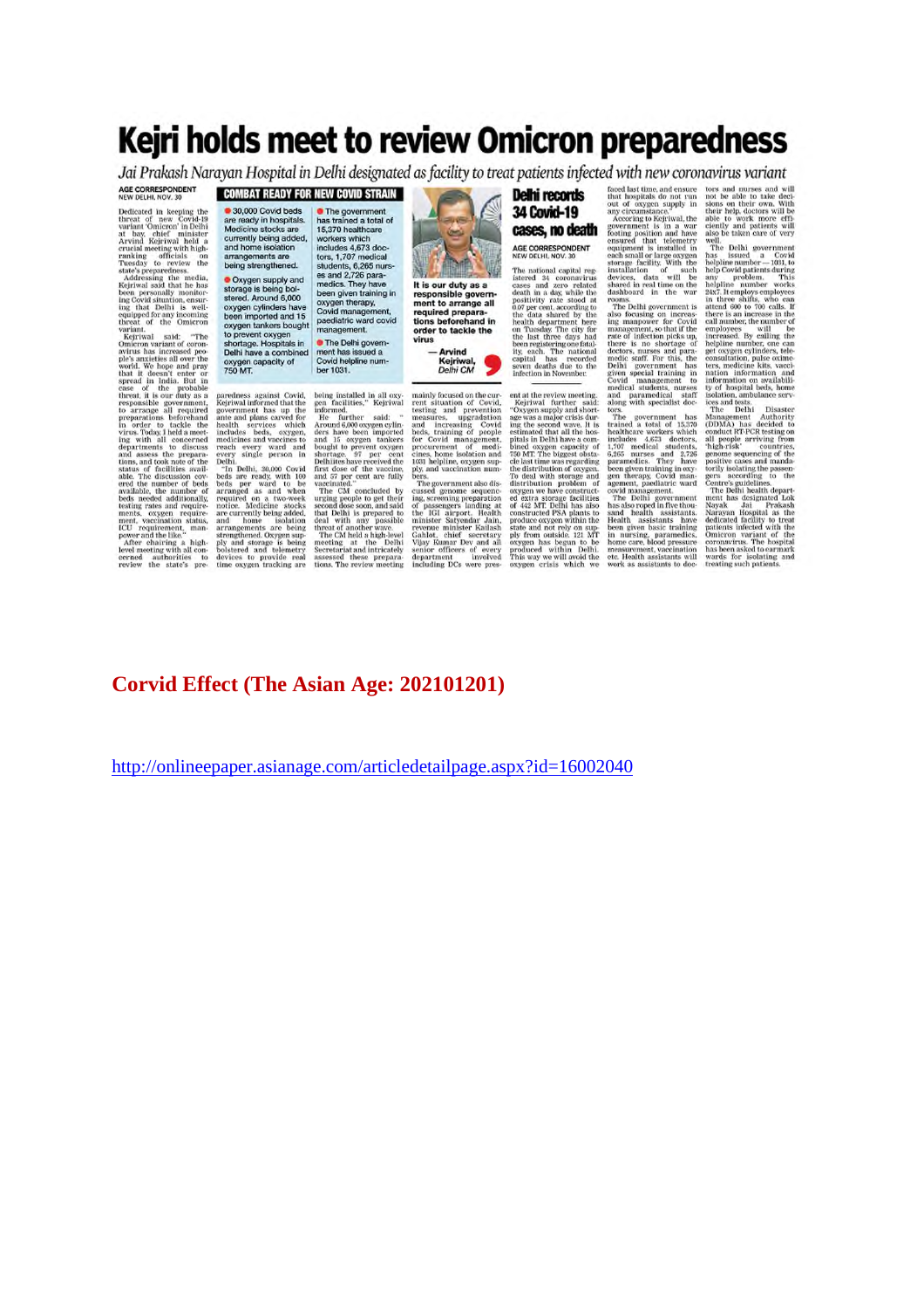# Kejri holds meet to review Omicron preparedness

*Jai Prakash Narayan Hospital in Delhi designated as facility to treat patients infected with new coronavirus variant*

AGE CORRESPONDENT
NEW DELHI, NOV. 30

Dedicated in keeping the threat of new Covid-19 variant 'Omicron' in Delhi at bay, chief minister Arvind Kejriwal held a crucial meeting with high-ranking officials on Tuesday to review the state's preparedness.

Addressing the media, Kejriwal said that he has been personally monitoring Covid situation, ensuring that Delhi is well-equipped for any incoming threat of the Omicron variant.

Kejriwal said: "The Omicron variant of coronavirus has increased people's anxieties all over the world. We hope and pray that it doesn't enter or spread in India. But in case of the probable threat, it is our duty as a responsible government, to arrange all required preparations beforehand in order to tackle the virus. Today, I held a meeting with all concerned departments to discuss and assess the preparations, and took note of the status of facilities available. The discussion covered the number of beds available, the number of beds needed additionally, testing rates and requirements, oxygen requirement, vaccination status, ICU requirement, manpower and the like."

After chairing a high-level meeting with all concerned authorities to review the state's preparedness against Covid, Kejriwal informed that the government has up the ante and plans carved for health services which includes beds, oxygen, medicines and vaccines to reach every single person in Delhi.

"In Delhi, 30,000 Covid beds are ready, with 100 beds per ward to be arranged as and when required on a two-week notice. Medicine stocks are currently being added, and home isolation arrangements are being strengthened. Oxygen supply and storage is being bolstered and telemetry devices to provide real time oxygen tracking are being installed in all oxygen facilities," Kejriwal informed.

He further said: "Around 6,000 oxygen cylinders have been imported and 15 oxygen tankers bought to prevent oxygen shortage. 97 per cent Delhiites have received the first dose of the vaccine, and 57 per cent are fully vaccinated."

The CM concluded by urging people to get their second dose soon, and said that Delhi is prepared to deal with any possible threat of another wave.

The CM held a high-level meeting at the Delhi Secretariat and intricately assessed these preparations. The review meeting mainly focused on the current situation of Covid, testing and prevention measures, upgradation and increasing Covid beds, training of people for Covid management, procurement of medicines, home isolation and 1031 helpline, oxygen supply, and vaccination numbers.

The government also discussed genome sequencing, screening preparation of passengers landing at the IGI airport. Health minister Satyendar Jain, revenue minister Kailash Gahlot, chief secretary Vijay Kumar Dev and all senior officers of every department involved including DCs were present at the review meeting.

Kejriwal further said: "Oxygen supply and shortage was a major crisis during the second wave. It is estimated that all the hospitals in Delhi have a combined oxygen capacity of 750 MT. The biggest obstacle last time was regarding the distribution of oxygen. To deal with storage and distribution problem of oxygen we have constructed extra storage facilities of 442 MT. Delhi has also constructed PSA plants to produce oxygen within the state and not rely on supply from outside. 121 MT oxygen has begun to be produced within Delhi. This way we will avoid the oxygen crisis which we faced last time, and ensure that hospitals do not run out of oxygen supply in any circumstance."

According to Kejriwal, the government is in a war footing position and have ensured that telemetry equipment is installed in each small or large oxygen storage facility. With the installation of such devices, data will be shared in real time on the dashboard in the war rooms.

The Delhi government is also focusing on increasing manpower for Covid management, so that if the rate of infection picks up, there is no shortage of doctors, nurses and paramedic staff. For this, the Delhi government has given special training in Covid management to medical students, nurses and paramedical staff along with specialist doctors.

The government has trained a total of 15,370 healthcare workers which includes 4,673 doctors, 1,707 medical students, 6,265 nurses and 2,726 paramedics. They have been given training in oxygen therapy, Covid management, paediatric ward covid management.

The Delhi government has also roped in five thousand health assistants. Health assistants have been given basic training in nursing, paramedics, home care, blood pressure measurement, vaccination etc. Health assistants will work as assistants to doctors and nurses and will not be able to take decisions on their own. With their help, doctors will be able to work more efficiently and patients will also be taken care of very well.

The Delhi government has issued a Covid helpline number — 1031, to help Covid patients during any problem. This helpline number works 24x7. It employs employees in three shifts, who can attend 600 to 700 calls. If there is an increase in the call number, the number of employees will be increased. By calling the helpline number, one can get oxygen cylinders, teleconsultation, pulse oximeters, medicine kits, vaccination information and information on availability of hospital beds, home isolation, ambulance services and tests.

The Delhi Disaster Management Authority (DDMA) has decided to conduct RT-PCR testing on all people arriving from 'high-risk' countries, genome sequencing of the positive cases and mandatorily isolating the passengers according to the Centre's guidelines.

The Delhi health department has designated Lok Nayak Jai Prakash Narayan Hospital as the dedicated facility to treat patients infected with the Omicron variant of the coronavirus. The hospital has been asked to earmark wards for isolating and treating such patients.

## COMBAT READY FOR NEW COVID STRAIN

- 30,000 Covid beds are ready in hospitals. Medicine stocks are currently being added, and home isolation arrangements are being strengthened.
- Oxygen supply and storage is being bolstered. Around 6,000 oxygen cylinders have been imported and 15 oxygen tankers bought to prevent oxygen shortage. Hospitals in Delhi have a combined oxygen capacity of 750 MT.
- The government has trained a total of 15,370 healthcare workers which includes 4,673 doctors, 1,707 medical students, 6,265 nurses and 2,726 paramedics. They have been given training in oxygen therapy, Covid management, paediatric ward covid management.
- The Delhi government has issued a Covid helpline number 1031.

> It is our duty as a responsible government to arrange all required preparations beforehand in order to tackle the virus
>
> — Arvind Kejriwal, Delhi CM

## Delhi records 34 Covid-19 cases, no death

AGE CORRESPONDENT
NEW DELHI, NOV. 30

The national capital registered 34 coronavirus cases and zero related death in a day, while the positivity rate stood at 0.07 per cent, according to the data shared by the health department here on Tuesday. The city for the last three days had been registering one fatality, each. The national capital has recorded seven deaths due to the infection in November.

**Corvid Effect (The Asian Age: 202101201)**

http://onlineepaper.asianage.com/articledetailpage.aspx?id=16002040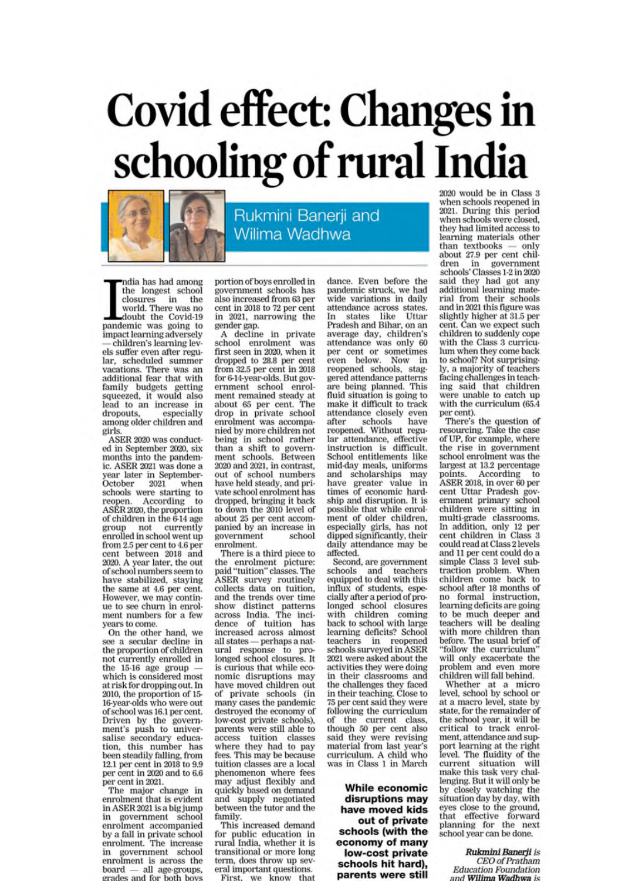# Covid effect: Changes in schooling of rural India

**Rukmini Banerji and Wilima Wadhwa**

India has had among the longest school closures in the world. There was no doubt the Covid-19 pandemic was going to impact learning adversely — children's learning levels suffer even after regular, scheduled summer vacations. There was an additional fear that with family budgets getting squeezed, it would also lead to an increase in dropouts, especially among older children and girls.

ASER 2020 was conducted in September 2020, six months into the pandemic. ASER 2021 was done a year later in September-October 2021 when schools were starting to reopen. According to ASER 2020, the proportion of children in the 6-14 age group not currently enrolled in school went up from 2.5 per cent to 4.6 per cent between 2018 and 2020. A year later, the out of school numbers seem to have stabilized, staying the same at 4.6 per cent. However, we may continue to see churn in enrolment numbers for a few years to come.

On the other hand, we see a secular decline in the proportion of children not currently enrolled in the 15-16 age group — which is considered most at risk for dropping out. In 2010, the proportion of 15-16-year-olds who were out of school was 16.1 per cent. Driven by the government's push to universalise secondary education, this number has been steadily falling, from 12.1 per cent in 2018 to 9.9 per cent in 2020 and to 6.6 per cent in 2021.

The major change in enrolment that is evident in ASER 2021 is a big jump in government school enrolment accompanied by a fall in private school enrolment. The increase in government school enrolment is across the board — all age-groups, grades and for both boys and girls. The proportion of boys enrolled in government schools has also increased from 63 per cent in 2018 to 72 per cent in 2021, narrowing the gender gap.

A decline in private school enrolment was first seen in 2020, when it dropped to 28.8 per cent from 32.5 per cent in 2018 for 6-14-year-olds. But government school enrolment remained steady at about 65 per cent. The drop in private school enrolment was accompanied by more children not being in school rather than a shift to government schools. Between 2020 and 2021, in contrast, out of school numbers have held steady, and private school enrolment has dropped, bringing it back to down the 2010 level of about 25 per cent accompanied by an increase in government school enrolment.

There is a third piece to the enrolment picture: paid "tuition" classes. The ASER survey routinely collects data on tuition, and the trends over time show distinct patterns across India. The incidence of tuition has increased across almost all states — perhaps a natural response to prolonged school closures. It is curious that while economic disruptions may have moved children out of private schools (in many cases the pandemic destroyed the economy of low-cost private schools), parents were still able to access tuition classes where they had to pay fees. This may be because tuition classes are a local phenomenon where fees may adjust flexibly and quickly based on demand and supply negotiated between the tutor and the family.

This increased demand for public education in rural India, whether it is transitional or more long term, does throw up several important questions.

First, we know that attendance. Even before the pandemic struck, we had wide variations in daily attendance across states. In states like Uttar Pradesh and Bihar, on an average day, children's attendance was only 60 per cent or sometimes even below. Now in reopened schools, staggered attendance patterns are being planned. This fluid situation is going to make it difficult to track attendance closely even after schools have reopened. Without regular attendance, effective instruction is difficult. School entitlements like mid-day meals, uniforms and scholarships may have greater value in times of economic hardship and disruption. It is possible that while enrolment of older children, especially girls, has not dipped significantly, their daily attendance may be affected.

Second, are government schools and teachers equipped to deal with this influx of students, especially after a period of prolonged school closures with children coming back to school with large learning deficits? School teachers in reopened schools surveyed in ASER 2021 were asked about the activities they were doing in their classrooms and the challenges they faced in their teaching. Close to 75 per cent said they were following the curriculum of the current class, though 50 per cent also said they were revising material from last year's curriculum. A child who was in Class 1 in March 2020 would be in Class 3 when schools reopened in 2021. During this period when schools were closed, they had limited access to learning materials other than textbooks — only about 27.9 per cent children in government schools' Classes 1-2 in 2020 said they had got any additional learning material from their schools and in 2021 this figure was slightly higher at 31.5 per cent. Can we expect such children to suddenly cope with the Class 3 curriculum when they come back to school? Not surprisingly, a majority of teachers facing challenges in teaching said that children were unable to catch up with the curriculum (65.4 per cent).

**While economic disruptions may have moved kids out of private schools (with the economy of many low-cost private schools hit hard), parents were still**

There's the question of resourcing. Take the case of UP, for example, where the rise in government school enrolment was the largest at 13.2 percentage points. According to ASER 2018, in over 60 per cent Uttar Pradesh government primary school children were sitting in multi-grade classrooms. In addition, only 12 per cent children in Class 3 could read at Class 2 levels and 11 per cent could do a simple Class 3 level subtraction problem. When children come back to school after 18 months of no formal instruction, learning deficits are going to be much deeper and teachers will be dealing with more children than before. The usual brief of "follow the curriculum" will only exacerbate the problem and even more children will fall behind.

Whether at a micro level, school by school or at a macro level, state by state, for the remainder of the school year, it will be critical to track enrolment, attendance and support learning at the right level. The fluidity of the current situation will make this task very challenging. But it will only be by closely watching the situation day by day, with eyes close to the ground, that effective forward planning for the next school year can be done.

*Rukmini Banerji is CEO of Pratham Education Foundation and Wilima Wadhwa is*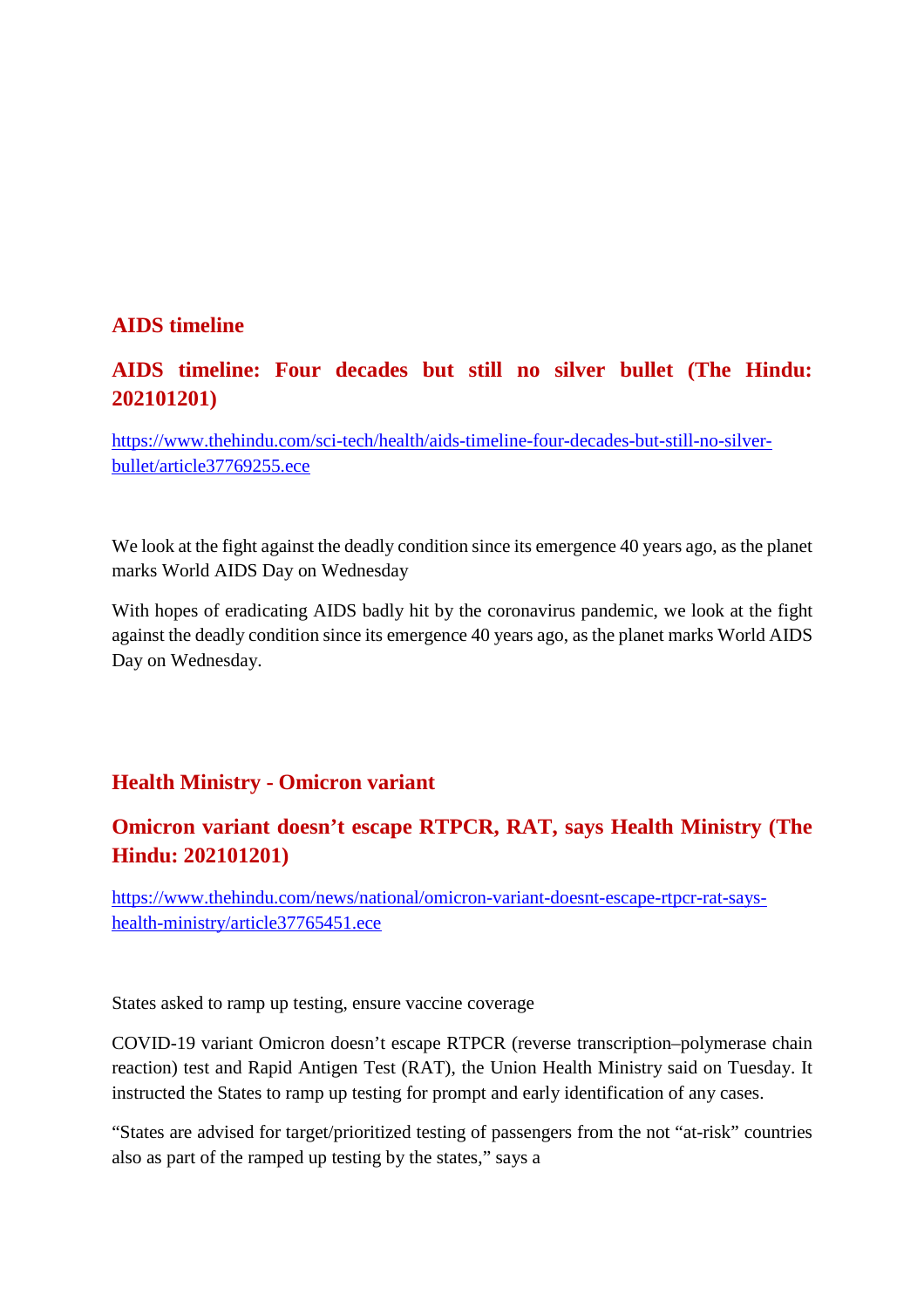## AIDS timeline

### AIDS timeline: Four decades but still no silver bullet (The Hindu: 202101201)

https://www.thehindu.com/sci-tech/health/aids-timeline-four-decades-but-still-no-silver-bullet/article37769255.ece

We look at the fight against the deadly condition since its emergence 40 years ago, as the planet marks World AIDS Day on Wednesday

With hopes of eradicating AIDS badly hit by the coronavirus pandemic, we look at the fight against the deadly condition since its emergence 40 years ago, as the planet marks World AIDS Day on Wednesday.

## Health Ministry - Omicron variant

### Omicron variant doesn't escape RTPCR, RAT, says Health Ministry (The Hindu: 202101201)

https://www.thehindu.com/news/national/omicron-variant-doesnt-escape-rtpcr-rat-says-health-ministry/article37765451.ece

States asked to ramp up testing, ensure vaccine coverage

COVID-19 variant Omicron doesn't escape RTPCR (reverse transcription–polymerase chain reaction) test and Rapid Antigen Test (RAT), the Union Health Ministry said on Tuesday. It instructed the States to ramp up testing for prompt and early identification of any cases.

"States are advised for target/prioritized testing of passengers from the not "at-risk" countries also as part of the ramped up testing by the states," says a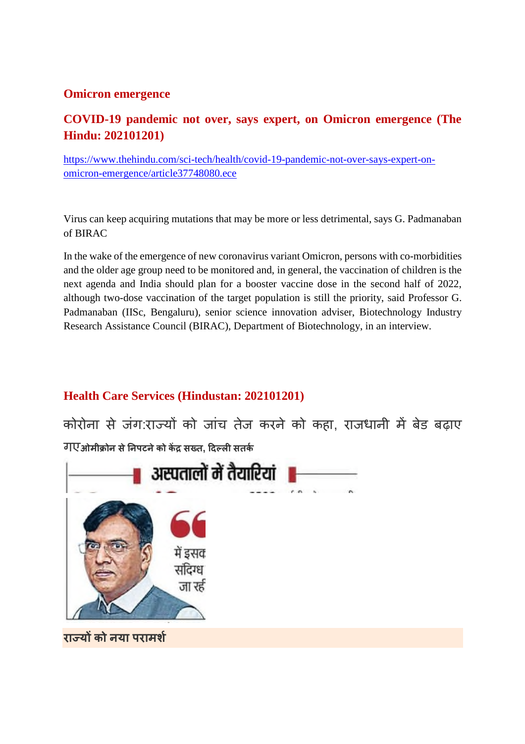## Omicron emergence

### COVID-19 pandemic not over, says expert, on Omicron emergence (The Hindu: 202101201)

https://www.thehindu.com/sci-tech/health/covid-19-pandemic-not-over-says-expert-on-omicron-emergence/article37748080.ece

Virus can keep acquiring mutations that may be more or less detrimental, says G. Padmanaban of BIRAC

In the wake of the emergence of new coronavirus variant Omicron, persons with co-morbidities and the older age group need to be monitored and, in general, the vaccination of children is the next agenda and India should plan for a booster vaccine dose in the second half of 2022, although two-dose vaccination of the target population is still the priority, said Professor G. Padmanaban (IISc, Bengaluru), senior science innovation adviser, Biotechnology Industry Research Assistance Council (BIRAC), Department of Biotechnology, in an interview.

## Health Care Services (Hindustan: 202101201)

कोरोना से जंग:राज्यों को जांच तेज करने को कहा, राजधानी में बेड बढ़ाए गए**ओमीक्रोन से निपटने को केंद्र सख्त, दिल्ली सतर्क**

**अस्पतालों में तैयारियां**

**राज्यों को नया परामर्श**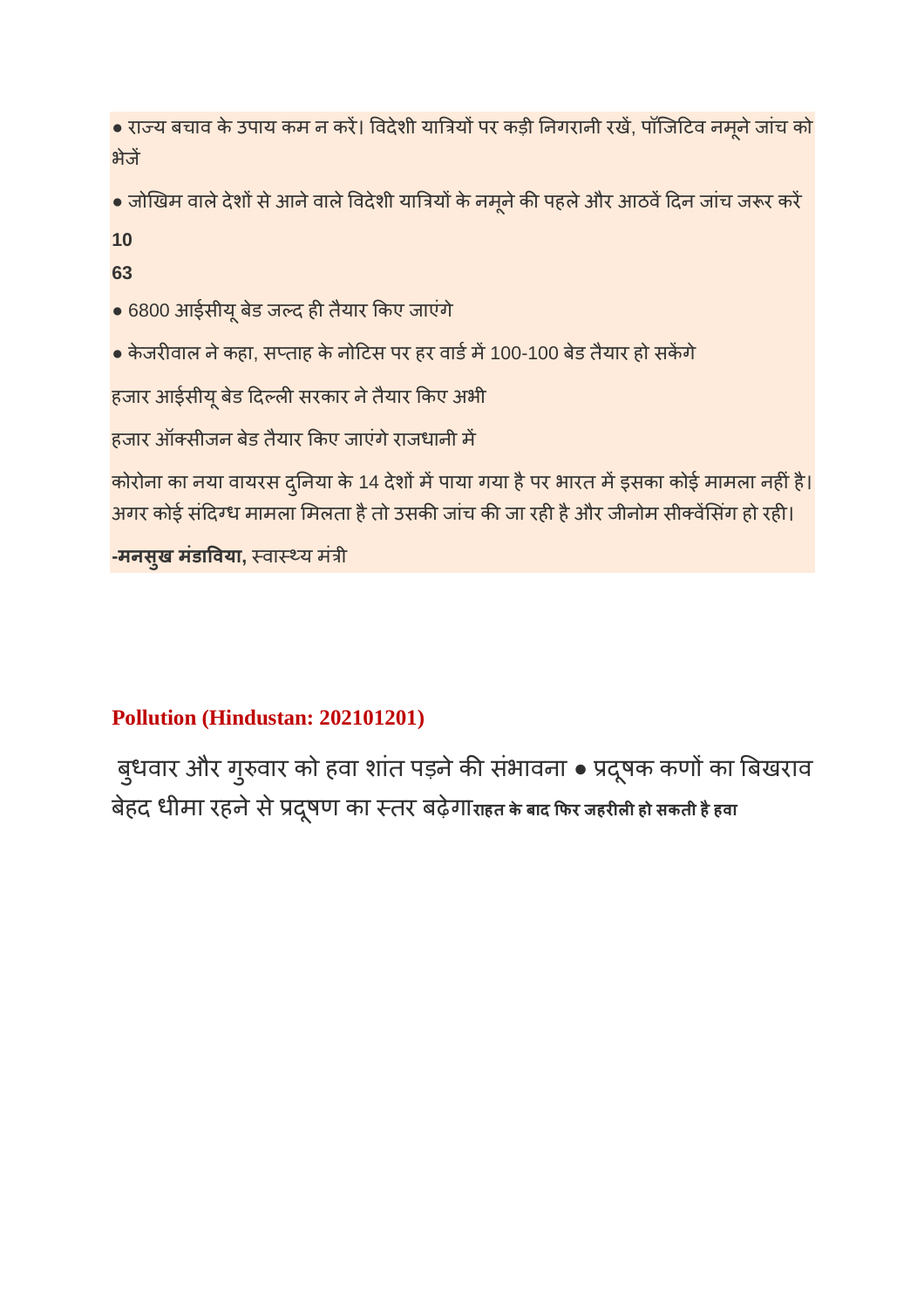● राज्य बचाव के उपाय कम न करें। विदेशी यात्रियों पर कड़ी निगरानी रखें, पॉजिटिव नमूने जांच को भेजें

● जोखिम वाले देशों से आने वाले विदेशी यात्रियों के नमूने की पहले और आठवें दिन जांच जरूर करें

**10**

**63**

● 6800 आईसीयू बेड जल्द ही तैयार किए जाएंगे

● केजरीवाल ने कहा, सप्ताह के नोटिस पर हर वार्ड में 100-100 बेड तैयार हो सकेंगे

हजार आईसीयू बेड दिल्ली सरकार ने तैयार किए अभी

हजार ऑक्सीजन बेड तैयार किए जाएंगे राजधानी में

कोरोना का नया वायरस दुनिया के 14 देशों में पाया गया है पर भारत में इसका कोई मामला नहीं है। अगर कोई संदिग्ध मामला मिलता है तो उसकी जांच की जा रही है और जीनोम सीक्वेंसिंग हो रही।

**-मनसुख मंडाविया,** स्वास्थ्य मंत्री

## Pollution (Hindustan: 202101201)

बुधवार और गुरुवार को हवा शांत पड़ने की संभावना ● प्रदूषक कणों का बिखराव बेहद धीमा रहने से प्रदूषण का स्तर बढ़ेगा**राहत के बाद फिर जहरीली हो सकती है हवा**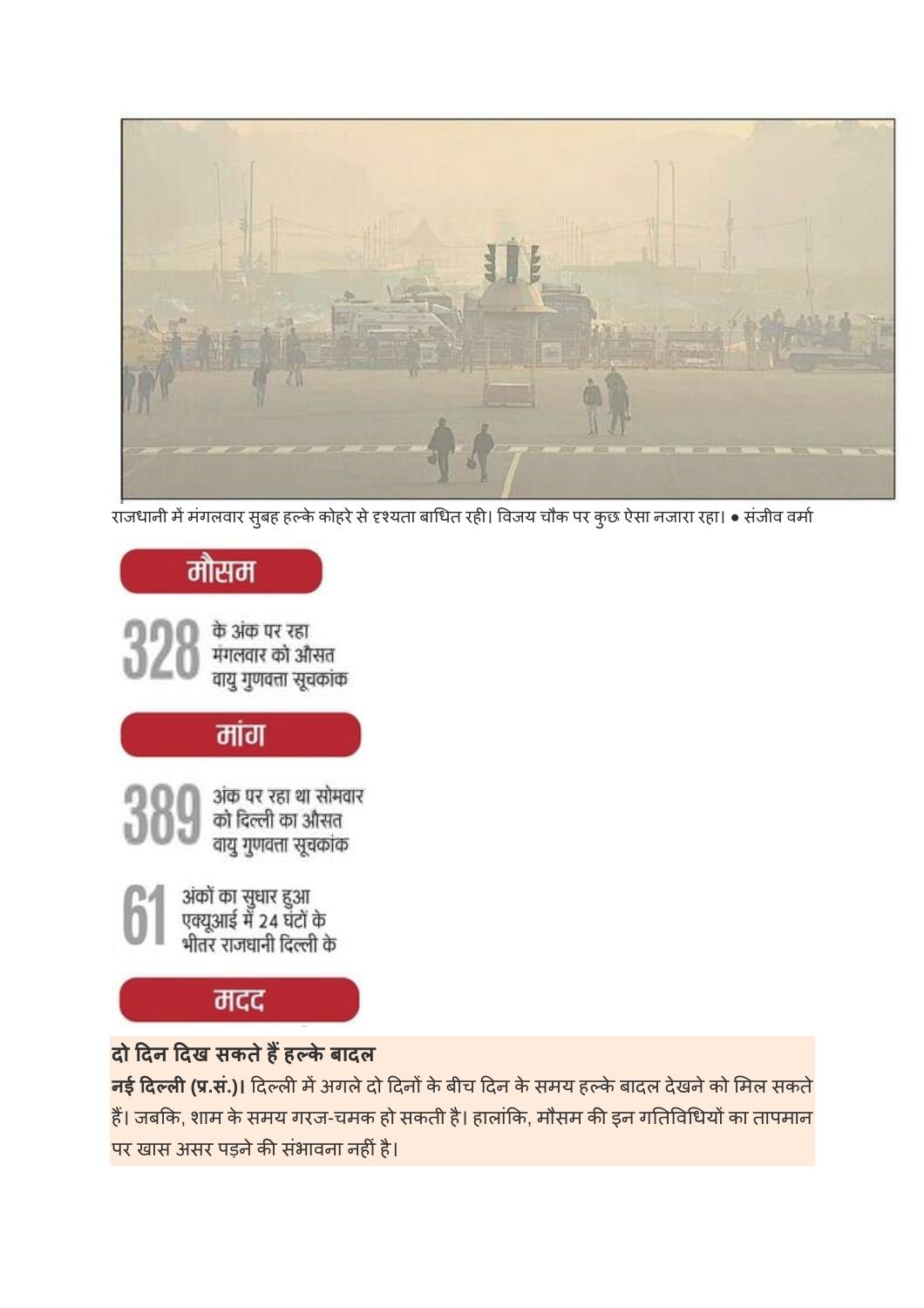राजधानी में मंगलवार सुबह हल्के कोहरे से दृश्यता बाधित रही। विजय चौक पर कुछ ऐसा नजारा रहा। ● संजीव वर्मा

## मौसम

**328** के अंक पर रहा मंगलवार को औसत वायु गुणवत्ता सूचकांक

## मांग

**389** अंक पर रहा था सोमवार को दिल्ली का औसत वायु गुणवत्ता सूचकांक

**61** अंकों का सुधार हुआ एक्यूआई में 24 घंटों के भीतर राजधानी दिल्ली के

## मदद

### दो दिन दिख सकते हैं हल्के बादल

**नई दिल्ली (प्र.सं.)।** दिल्ली में अगले दो दिनों के बीच दिन के समय हल्के बादल देखने को मिल सकते हैं। जबकि, शाम के समय गरज-चमक हो सकती है। हालांकि, मौसम की इन गतिविधियों का तापमान पर खास असर पड़ने की संभावना नहीं है।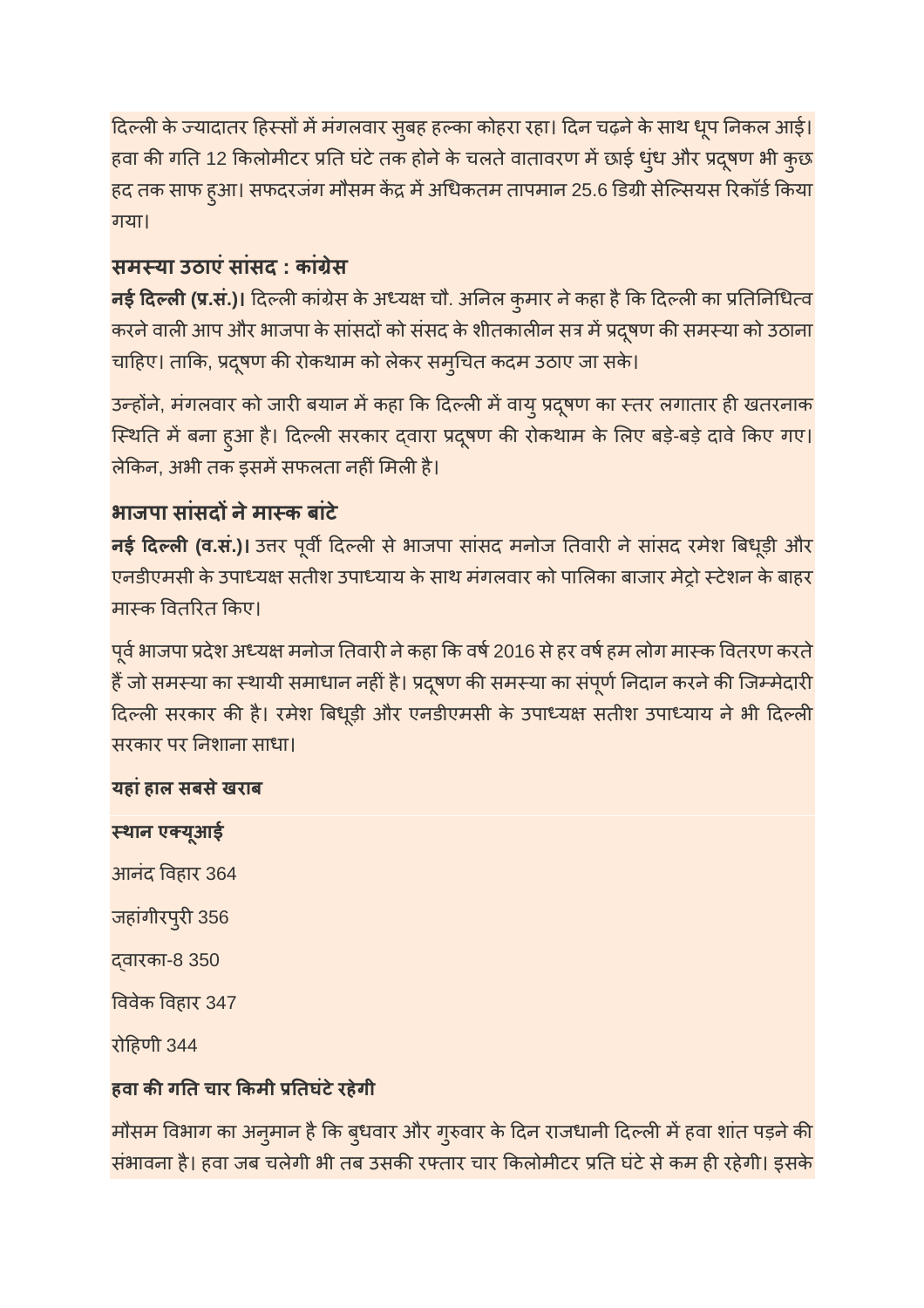दिल्ली के ज्यादातर हिस्सों में मंगलवार सुबह हल्का कोहरा रहा। दिन चढ़ने के साथ धूप निकल आई। हवा की गति 12 किलोमीटर प्रति घंटे तक होने के चलते वातावरण में छाई धुंध और प्रदूषण भी कुछ हद तक साफ हुआ। सफदरजंग मौसम केंद्र में अधिकतम तापमान 25.6 डिग्री सेल्सियस रिकॉर्ड किया गया।

## समस्या उठाएं सांसद : कांग्रेस

**नई दिल्ली (प्र.सं.)।** दिल्ली कांग्रेस के अध्यक्ष चौ. अनिल कुमार ने कहा है कि दिल्ली का प्रतिनिधित्व करने वाली आप और भाजपा के सांसदों को संसद के शीतकालीन सत्र में प्रदूषण की समस्या को उठाना चाहिए। ताकि, प्रदूषण की रोकथाम को लेकर समुचित कदम उठाए जा सके।

उन्होंने, मंगलवार को जारी बयान में कहा कि दिल्ली में वायु प्रदूषण का स्तर लगातार ही खतरनाक स्थिति में बना हुआ है। दिल्ली सरकार द्वारा प्रदूषण की रोकथाम के लिए बड़े-बड़े दावे किए गए। लेकिन, अभी तक इसमें सफलता नहीं मिली है।

## भाजपा सांसदों ने मास्क बांटे

**नई दिल्ली (व.सं.)।** उत्तर पूर्वी दिल्ली से भाजपा सांसद मनोज तिवारी ने सांसद रमेश बिधूड़ी और एनडीएमसी के उपाध्यक्ष सतीश उपाध्याय के साथ मंगलवार को पालिका बाजार मेट्रो स्टेशन के बाहर मास्क वितरित किए।

पूर्व भाजपा प्रदेश अध्यक्ष मनोज तिवारी ने कहा कि वर्ष 2016 से हर वर्ष हम लोग मास्क वितरण करते हैं जो समस्या का स्थायी समाधान नहीं है। प्रदूषण की समस्या का संपूर्ण निदान करने की जिम्मेदारी दिल्ली सरकार की है। रमेश बिधूड़ी और एनडीएमसी के उपाध्यक्ष सतीश उपाध्याय ने भी दिल्ली सरकार पर निशाना साधा।

**यहां हाल सबसे खराब**

| स्थान | एक्यूआई |
|---|---|
| आनंद विहार | 364 |
| जहांगीरपुरी | 356 |
| द्वारका-8 | 350 |
| विवेक विहार | 347 |
| रोहिणी | 344 |

**हवा की गति चार किमी प्रतिघंटे रहेगी**

मौसम विभाग का अनुमान है कि बुधवार और गुरुवार के दिन राजधानी दिल्ली में हवा शांत पड़ने की संभावना है। हवा जब चलेगी भी तब उसकी रफ्तार चार किलोमीटर प्रति घंटे से कम ही रहेगी। इसके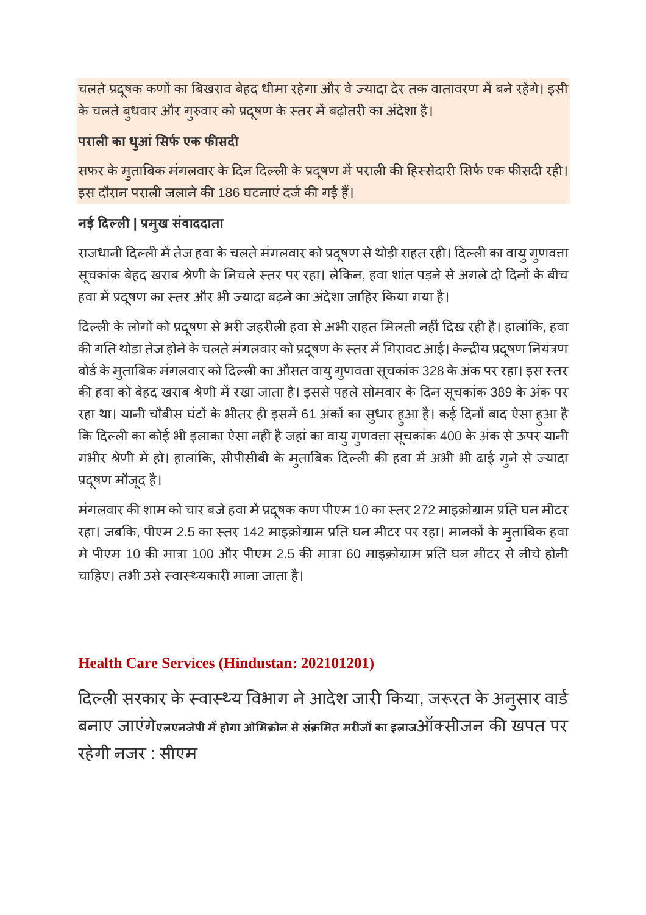चलते प्रदूषक कणों का बिखराव बेहद धीमा रहेगा और वे ज्यादा देर तक वातावरण में बने रहेंगे। इसी के चलते बुधवार और गुरुवार को प्रदूषण के स्तर में बढ़ोतरी का अंदेशा है।

**पराली का धुआं सिर्फ एक फीसदी**

सफर के मुताबिक मंगलवार के दिन दिल्ली के प्रदूषण में पराली की हिस्सेदारी सिर्फ एक फीसदी रही। इस दौरान पराली जलाने की 186 घटनाएं दर्ज की गई हैं।

**नई दिल्ली | प्रमुख संवाददाता**

राजधानी दिल्ली में तेज हवा के चलते मंगलवार को प्रदूषण से थोड़ी राहत रही। दिल्ली का वायु गुणवत्ता सूचकांक बेहद खराब श्रेणी के निचले स्तर पर रहा। लेकिन, हवा शांत पड़ने से अगले दो दिनों के बीच हवा में प्रदूषण का स्तर और भी ज्यादा बढ़ने का अंदेशा जाहिर किया गया है।

दिल्ली के लोगों को प्रदूषण से भरी जहरीली हवा से अभी राहत मिलती नहीं दिख रही है। हालांकि, हवा की गति थोड़ा तेज होने के चलते मंगलवार को प्रदूषण के स्तर में गिरावट आई। केन्द्रीय प्रदूषण नियंत्रण बोर्ड के मुताबिक मंगलवार को दिल्ली का औसत वायु गुणवत्ता सूचकांक 328 के अंक पर रहा। इस स्तर की हवा को बेहद खराब श्रेणी में रखा जाता है। इससे पहले सोमवार के दिन सूचकांक 389 के अंक पर रहा था। यानी चौबीस घंटों के भीतर ही इसमें 61 अंकों का सुधार हुआ है। कई दिनों बाद ऐसा हुआ है कि दिल्ली का कोई भी इलाका ऐसा नहीं है जहां का वायु गुणवत्ता सूचकांक 400 के अंक से ऊपर यानी गंभीर श्रेणी में हो। हालांकि, सीपीसीबी के मुताबिक दिल्ली की हवा में अभी भी ढाई गुने से ज्यादा प्रदूषण मौजूद है।

मंगलवार की शाम को चार बजे हवा में प्रदूषक कण पीएम 10 का स्तर 272 माइक्रोग्राम प्रति घन मीटर रहा। जबकि, पीएम 2.5 का स्तर 142 माइक्रोग्राम प्रति घन मीटर पर रहा। मानकों के मुताबिक हवा मे पीएम 10 की मात्रा 100 और पीएम 2.5 की मात्रा 60 माइक्रोग्राम प्रति घन मीटर से नीचे होनी चाहिए। तभी उसे स्वास्थ्यकारी माना जाता है।

## Health Care Services (Hindustan: 202101201)

दिल्ली सरकार के स्वास्थ्य विभाग ने आदेश जारी किया, जरूरत के अनुसार वार्ड बनाए जाएंगे**एलएनजेपी में होगा ओमिक्रोन से संक्रमित मरीजों का इलाज**ऑक्सीजन की खपत पर रहेगी नजर : सीएम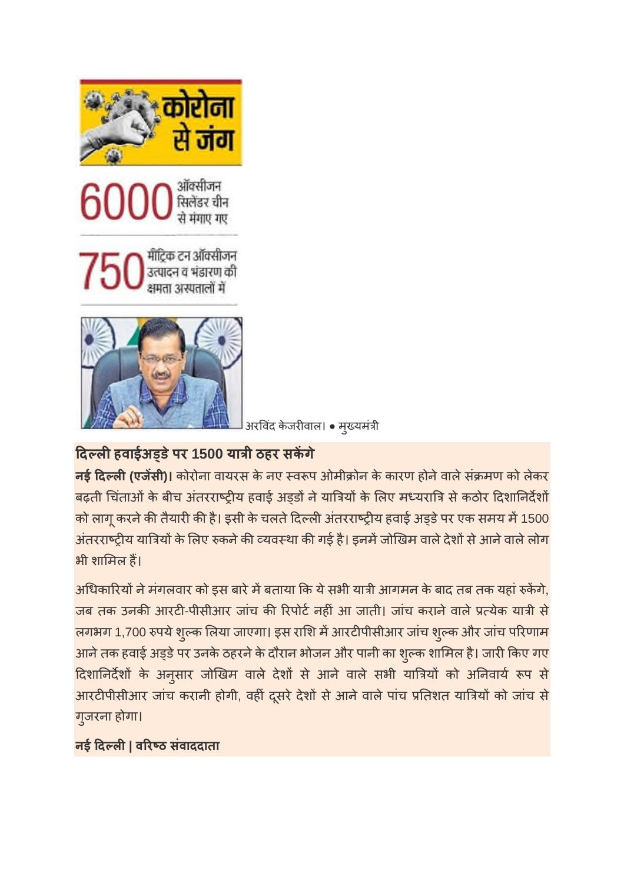कोरोना से जंग

**6000** ऑक्सीजन सिलेंडर चीन से मंगाए गए

**750** मीट्रिक टन ऑक्सीजन उत्पादन व भंडारण की क्षमता अस्पतालों में

अरविंद केजरीवाल। ● मुख्यमंत्री

## दिल्ली हवाईअड्डे पर 1500 यात्री ठहर सकेंगे

**नई दिल्ली (एजेंसी)।** कोरोना वायरस के नए स्वरूप ओमीक्रोन के कारण होने वाले संक्रमण को लेकर बढ़ती चिंताओं के बीच अंतरराष्ट्रीय हवाई अड्डों ने यात्रियों के लिए मध्यरात्रि से कठोर दिशानिर्देशों को लागू करने की तैयारी की है। इसी के चलते दिल्ली अंतरराष्ट्रीय हवाई अड्डे पर एक समय में 1500 अंतरराष्ट्रीय यात्रियों के लिए रुकने की व्यवस्था की गई है। इनमें जोखिम वाले देशों से आने वाले लोग भी शामिल हैं।

अधिकारियों ने मंगलवार को इस बारे में बताया कि ये सभी यात्री आगमन के बाद तब तक यहां रुकेंगे, जब तक उनकी आरटी-पीसीआर जांच की रिपोर्ट नहीं आ जाती। जांच कराने वाले प्रत्येक यात्री से लगभग 1,700 रुपये शुल्क लिया जाएगा। इस राशि में आरटीपीसीआर जांच शुल्क और जांच परिणाम आने तक हवाई अड्डे पर उनके ठहरने के दौरान भोजन और पानी का शुल्क शामिल है। जारी किए गए दिशानिर्देशों के अनुसार जोखिम वाले देशों से आने वाले सभी यात्रियों को अनिवार्य रूप से आरटीपीसीआर जांच करानी होगी, वहीं दूसरे देशों से आने वाले पांच प्रतिशत यात्रियों को जांच से गुजरना होगा।

**नई दिल्ली | वरिष्ठ संवाददाता**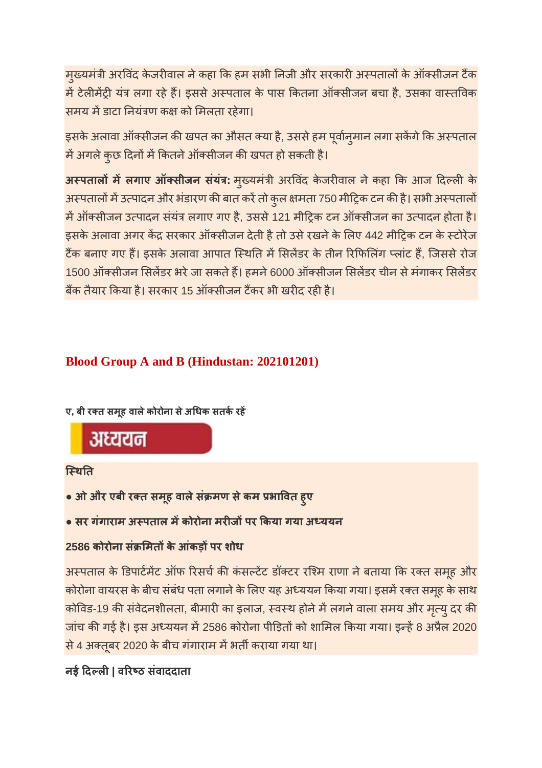मुख्यमंत्री अरविंद केजरीवाल ने कहा कि हम सभी निजी और सरकारी अस्पतालों के ऑक्सीजन टैंक में टेलीमेंट्री यंत्र लगा रहे हैं। इससे अस्पताल के पास कितना ऑक्सीजन बचा है, उसका वास्तविक समय में डाटा नियंत्रण कक्ष को मिलता रहेगा।

इसके अलावा ऑक्सीजन की खपत का औसत क्या है, उससे हम पूर्वानुमान लगा सकेंगे कि अस्पताल में अगले कुछ दिनों में कितने ऑक्सीजन की खपत हो सकती है।

**अस्पतालों में लगाए ऑक्सीजन संयंत्र:** मुख्यमंत्री अरविंद केजरीवाल ने कहा कि आज दिल्ली के अस्पतालों में उत्पादन और भंडारण की बात करें तो कुल क्षमता 750 मीट्रिक टन की है। सभी अस्पतालों में ऑक्सीजन उत्पादन संयंत्र लगाए गए है, उससे 121 मीट्रिक टन ऑक्सीजन का उत्पादन होता है। इसके अलावा अगर केंद्र सरकार ऑक्सीजन देती है तो उसे रखने के लिए 442 मीट्रिक टन के स्टोरेज टैंक बनाए गए हैं। इसके अलावा आपात स्थिति में सिलेंडर के तीन रिफिलिंग प्लांट हैं, जिससे रोज 1500 ऑक्सीजन सिलेंडर भरे जा सकते हैं। हमने 6000 ऑक्सीजन सिलेंडर चीन से मंगाकर सिलेंडर बैंक तैयार किया है। सरकार 15 ऑक्सीजन टैंकर भी खरीद रही है।

## Blood Group A and B (Hindustan: 202101201)

**ए, बी रक्त समूह वाले कोरोना से अधिक सतर्क रहें**

**अध्ययन**

**स्थिति**

- **ओ और एबी रक्त समूह वाले संक्रमण से कम प्रभावित हुए**
- **सर गंगाराम अस्पताल में कोरोना मरीजों पर किया गया अध्ययन**

**2586 कोरोना संक्रमितों के आंकड़ों पर शोध**

अस्पताल के डिपार्टमेंट ऑफ रिसर्च की कंसल्टेंट डॉक्टर रश्मि राणा ने बताया कि रक्त समूह और कोरोना वायरस के बीच संबंध पता लगाने के लिए यह अध्ययन किया गया। इसमें रक्त समूह के साथ कोविड-19 की संवेदनशीलता, बीमारी का इलाज, स्वस्थ होने में लगने वाला समय और मृत्यु दर की जांच की गई है। इस अध्ययन में 2586 कोरोना पीड़ितों को शामिल किया गया। इन्हें 8 अप्रैल 2020 से 4 अक्तूबर 2020 के बीच गंगाराम में भर्ती कराया गया था।

**नई दिल्ली | वरिष्ठ संवाददाता**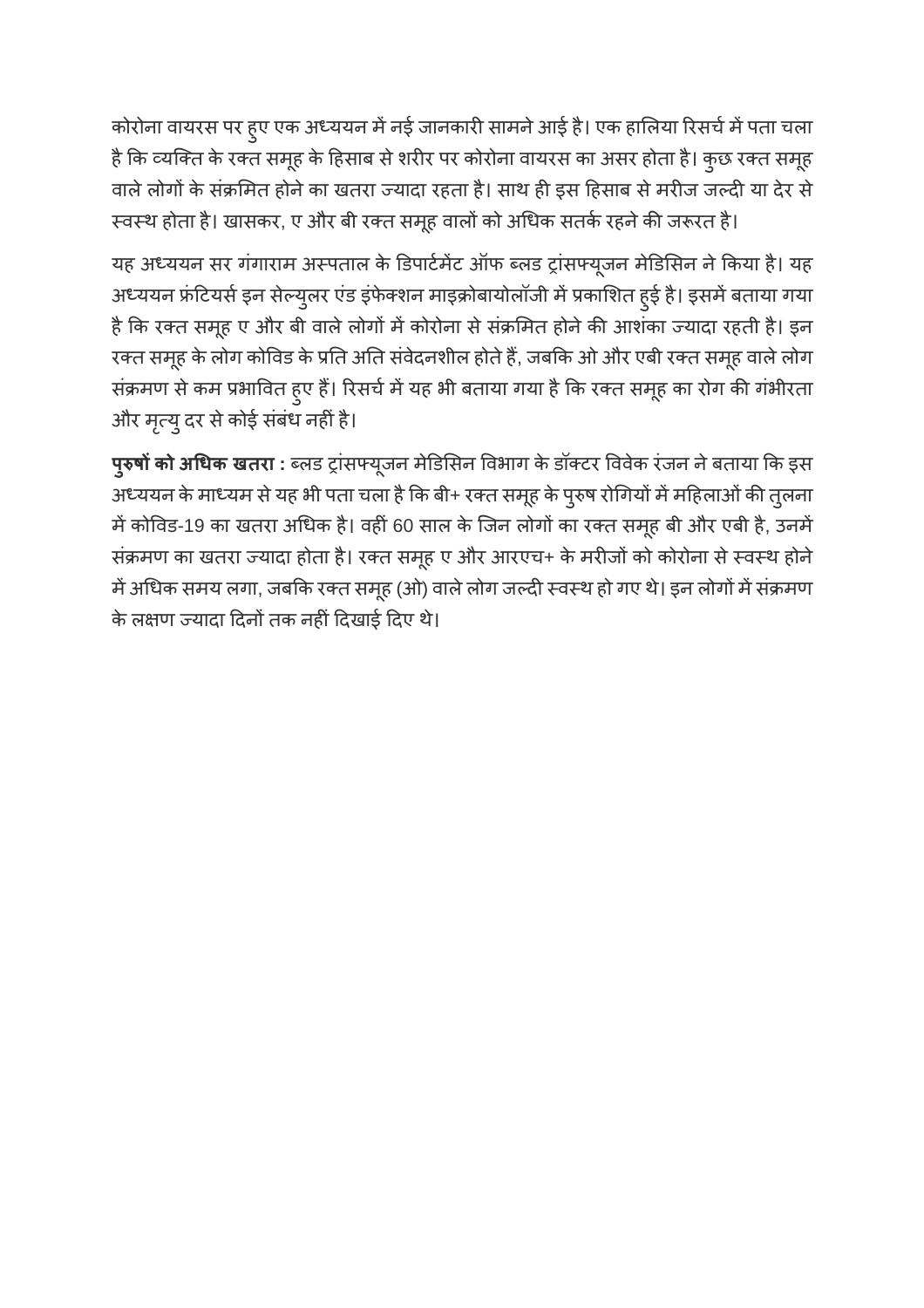कोरोना वायरस पर हुए एक अध्ययन में नई जानकारी सामने आई है। एक हालिया रिसर्च में पता चला है कि व्यक्ति के रक्त समूह के हिसाब से शरीर पर कोरोना वायरस का असर होता है। कुछ रक्त समूह वाले लोगों के संक्रमित होने का खतरा ज्यादा रहता है। साथ ही इस हिसाब से मरीज जल्दी या देर से स्वस्थ होता है। खासकर, ए और बी रक्त समूह वालों को अधिक सतर्क रहने की जरूरत है।

यह अध्ययन सर गंगाराम अस्पताल के डिपार्टमेंट ऑफ ब्लड ट्रांसफ्यूजन मेडिसिन ने किया है। यह अध्ययन फ्रंटियर्स इन सेल्युलर एंड इंफेक्शन माइक्रोबायोलॉजी में प्रकाशित हुई है। इसमें बताया गया है कि रक्त समूह ए और बी वाले लोगों में कोरोना से संक्रमित होने की आशंका ज्यादा रहती है। इन रक्त समूह के लोग कोविड के प्रति अति संवेदनशील होते हैं, जबकि ओ और एबी रक्त समूह वाले लोग संक्रमण से कम प्रभावित हुए हैं। रिसर्च में यह भी बताया गया है कि रक्त समूह का रोग की गंभीरता और मृत्यु दर से कोई संबंध नहीं है।

**पुरुषों को अधिक खतरा :** ब्लड ट्रांसफ्यूजन मेडिसिन विभाग के डॉक्टर विवेक रंजन ने बताया कि इस अध्ययन के माध्यम से यह भी पता चला है कि बी+ रक्त समूह के पुरुष रोगियों में महिलाओं की तुलना में कोविड-19 का खतरा अधिक है। वहीं 60 साल के जिन लोगों का रक्त समूह बी और एबी है, उनमें संक्रमण का खतरा ज्यादा होता है। रक्त समूह ए और आरएच+ के मरीजों को कोरोना से स्वस्थ होने में अधिक समय लगा, जबकि रक्त समूह (ओ) वाले लोग जल्दी स्वस्थ हो गए थे। इन लोगों में संक्रमण के लक्षण ज्यादा दिनों तक नहीं दिखाई दिए थे।